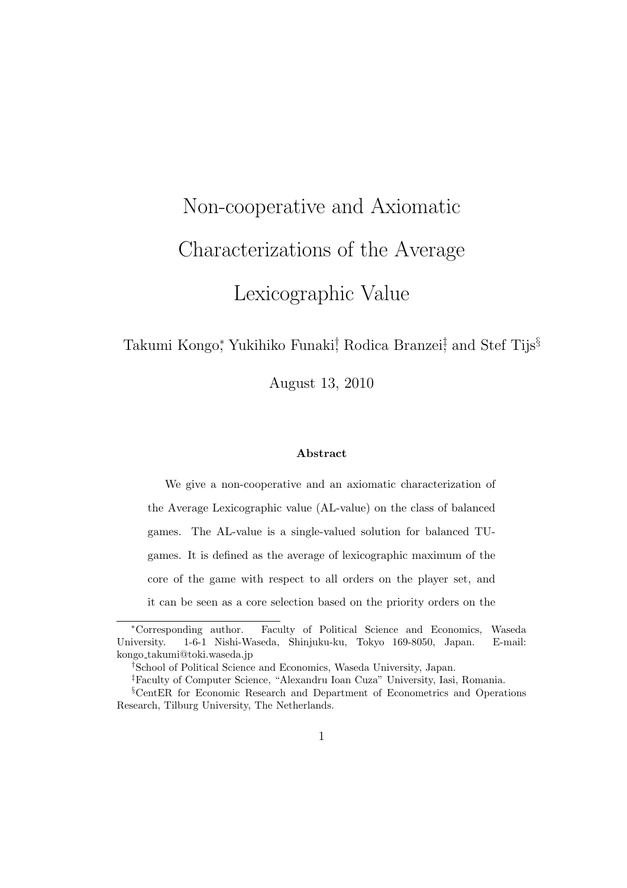# Non-cooperative and Axiomatic Characterizations of the Average Lexicographic Value

Takumi Kongo[*], Yukihiko Funaki[†], Rodica Branzei[‡], and Stef Tijs[§]

August 13, 2010

### Abstract

We give a non-cooperative and an axiomatic characterization of the Average Lexicographic value (AL-value) on the class of balanced games. The AL-value is a single-valued solution for balanced TU-games. It is defined as the average of lexicographic maximum of the core of the game with respect to all orders on the player set, and it can be seen as a core selection based on the priority orders on the

---

[*] Corresponding author. Faculty of Political Science and Economics, Waseda University. 1-6-1 Nishi-Waseda, Shinjuku-ku, Tokyo 169-8050, Japan. E-mail: kongo_takumi@toki.waseda.jp

[†] School of Political Science and Economics, Waseda University, Japan.

[‡] Faculty of Computer Science, "Alexandru Ioan Cuza" University, Iasi, Romania.

[§] CentER for Economic Research and Department of Econometrics and Operations Research, Tilburg University, The Netherlands.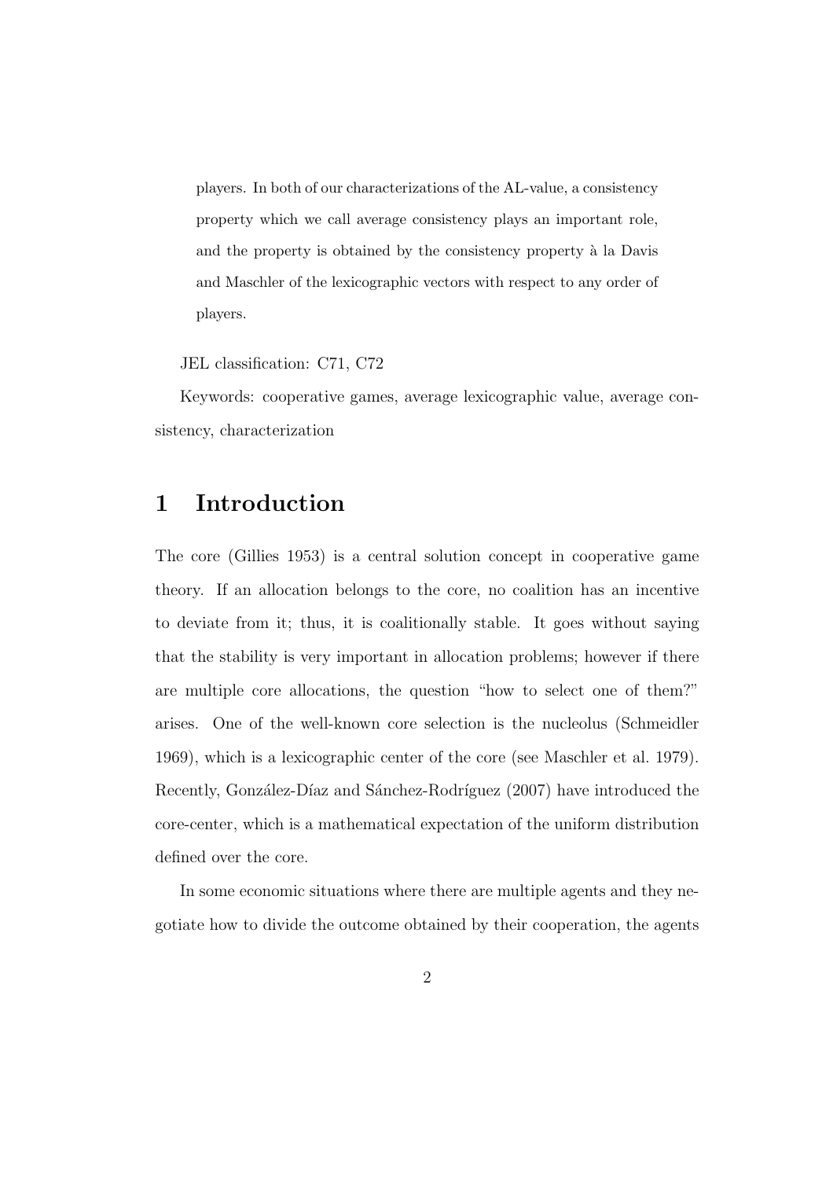players. In both of our characterizations of the AL-value, a consistency property which we call average consistency plays an important role, and the property is obtained by the consistency property à la Davis and Maschler of the lexicographic vectors with respect to any order of players.

JEL classification: C71, C72

Keywords: cooperative games, average lexicographic value, average consistency, characterization

# 1 Introduction

The core (Gillies 1953) is a central solution concept in cooperative game theory. If an allocation belongs to the core, no coalition has an incentive to deviate from it; thus, it is coalitionally stable. It goes without saying that the stability is very important in allocation problems; however if there are multiple core allocations, the question "how to select one of them?" arises. One of the well-known core selection is the nucleolus (Schmeidler 1969), which is a lexicographic center of the core (see Maschler et al. 1979). Recently, González-Díaz and Sánchez-Rodríguez (2007) have introduced the core-center, which is a mathematical expectation of the uniform distribution defined over the core.

In some economic situations where there are multiple agents and they negotiate how to divide the outcome obtained by their cooperation, the agents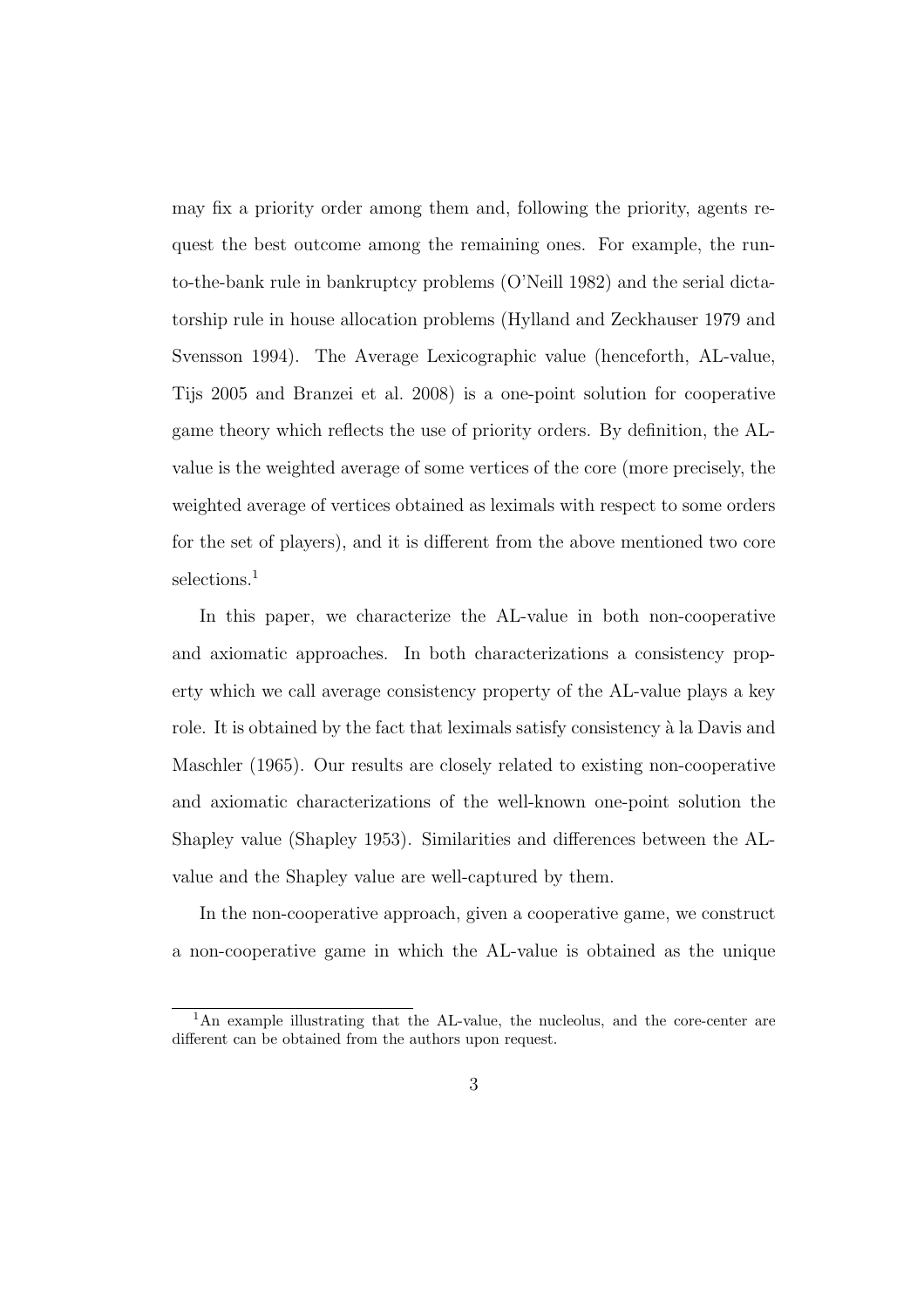may fix a priority order among them and, following the priority, agents request the best outcome among the remaining ones. For example, the run-to-the-bank rule in bankruptcy problems (O'Neill 1982) and the serial dictatorship rule in house allocation problems (Hylland and Zeckhauser 1979 and Svensson 1994). The Average Lexicographic value (henceforth, AL-value, Tijs 2005 and Branzei et al. 2008) is a one-point solution for cooperative game theory which reflects the use of priority orders. By definition, the AL-value is the weighted average of some vertices of the core (more precisely, the weighted average of vertices obtained as leximals with respect to some orders for the set of players), and it is different from the above mentioned two core selections.[1]

In this paper, we characterize the AL-value in both non-cooperative and axiomatic approaches. In both characterizations a consistency property which we call average consistency property of the AL-value plays a key role. It is obtained by the fact that leximals satisfy consistency à la Davis and Maschler (1965). Our results are closely related to existing non-cooperative and axiomatic characterizations of the well-known one-point solution the Shapley value (Shapley 1953). Similarities and differences between the AL-value and the Shapley value are well-captured by them.

In the non-cooperative approach, given a cooperative game, we construct a non-cooperative game in which the AL-value is obtained as the unique

[1] An example illustrating that the AL-value, the nucleolus, and the core-center are different can be obtained from the authors upon request.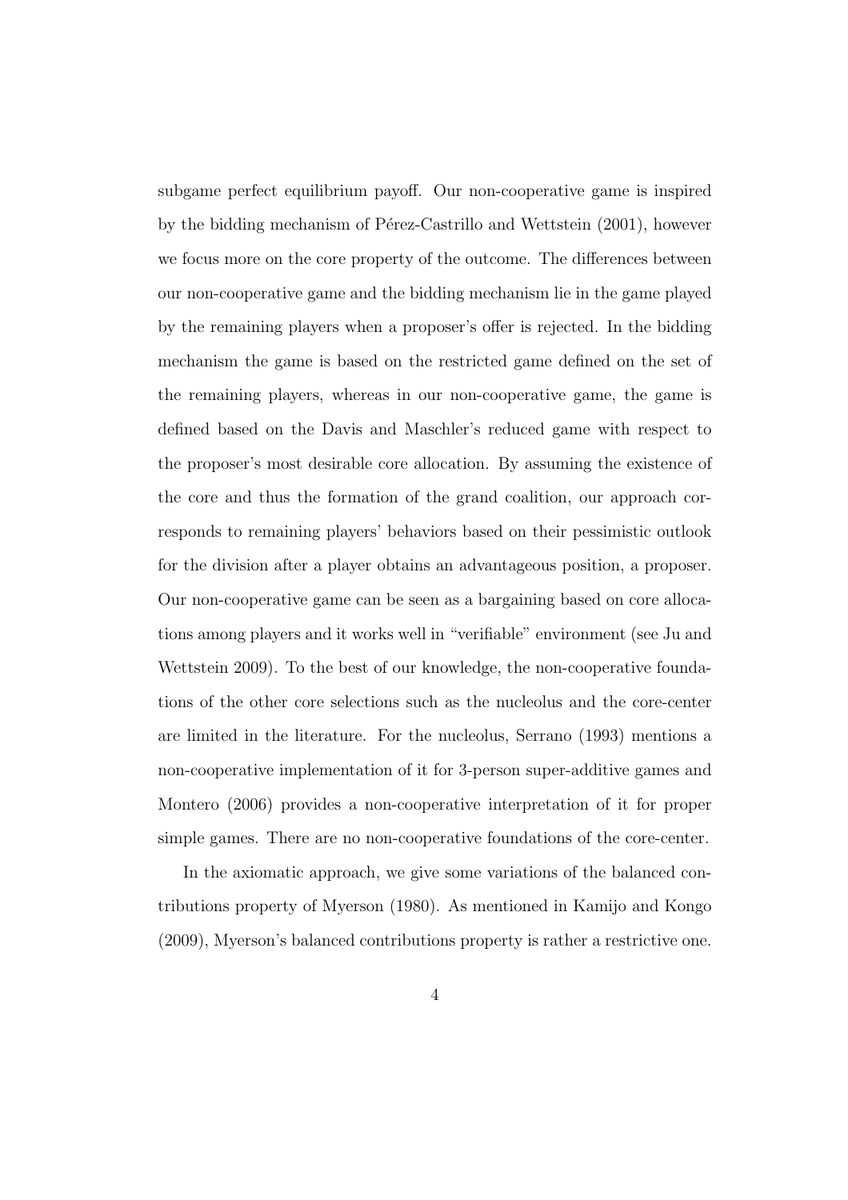subgame perfect equilibrium payoff. Our non-cooperative game is inspired by the bidding mechanism of Pérez-Castrillo and Wettstein (2001), however we focus more on the core property of the outcome. The differences between our non-cooperative game and the bidding mechanism lie in the game played by the remaining players when a proposer's offer is rejected. In the bidding mechanism the game is based on the restricted game defined on the set of the remaining players, whereas in our non-cooperative game, the game is defined based on the Davis and Maschler's reduced game with respect to the proposer's most desirable core allocation. By assuming the existence of the core and thus the formation of the grand coalition, our approach corresponds to remaining players' behaviors based on their pessimistic outlook for the division after a player obtains an advantageous position, a proposer. Our non-cooperative game can be seen as a bargaining based on core allocations among players and it works well in "verifiable" environment (see Ju and Wettstein 2009). To the best of our knowledge, the non-cooperative foundations of the other core selections such as the nucleolus and the core-center are limited in the literature. For the nucleolus, Serrano (1993) mentions a non-cooperative implementation of it for 3-person super-additive games and Montero (2006) provides a non-cooperative interpretation of it for proper simple games. There are no non-cooperative foundations of the core-center.

In the axiomatic approach, we give some variations of the balanced contributions property of Myerson (1980). As mentioned in Kamijo and Kongo (2009), Myerson's balanced contributions property is rather a restrictive one.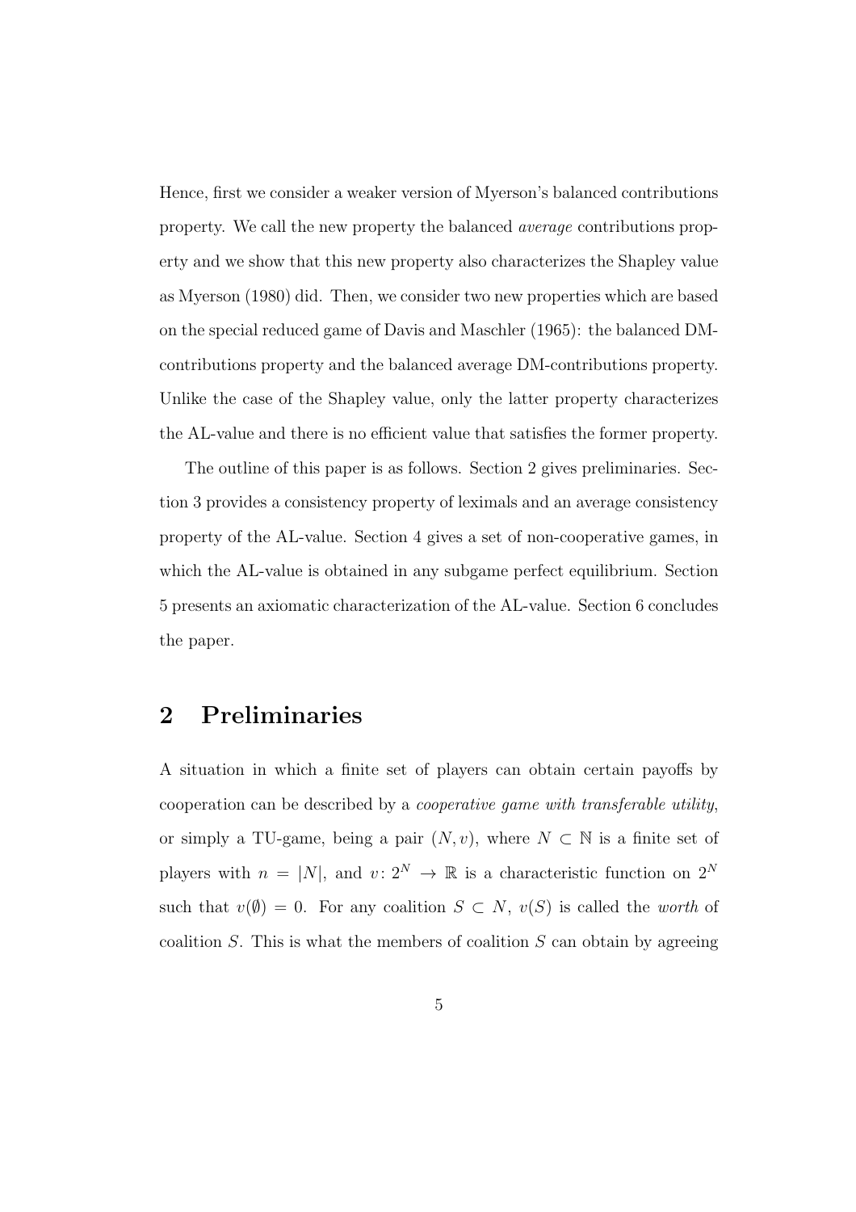Hence, first we consider a weaker version of Myerson's balanced contributions property. We call the new property the balanced *average* contributions property and we show that this new property also characterizes the Shapley value as Myerson (1980) did. Then, we consider two new properties which are based on the special reduced game of Davis and Maschler (1965): the balanced DM-contributions property and the balanced average DM-contributions property. Unlike the case of the Shapley value, only the latter property characterizes the AL-value and there is no efficient value that satisfies the former property.

The outline of this paper is as follows. Section 2 gives preliminaries. Section 3 provides a consistency property of leximals and an average consistency property of the AL-value. Section 4 gives a set of non-cooperative games, in which the AL-value is obtained in any subgame perfect equilibrium. Section 5 presents an axiomatic characterization of the AL-value. Section 6 concludes the paper.

## 2 Preliminaries

A situation in which a finite set of players can obtain certain payoffs by cooperation can be described by a *cooperative game with transferable utility*, or simply a TU-game, being a pair $(N, v)$, where $N \subset \mathbb{N}$ is a finite set of players with $n = |N|$, and $v\colon 2^N \to \mathbb{R}$ is a characteristic function on $2^N$ such that $v(\emptyset) = 0$. For any coalition $S \subset N$, $v(S)$ is called the *worth* of coalition $S$. This is what the members of coalition $S$ can obtain by agreeing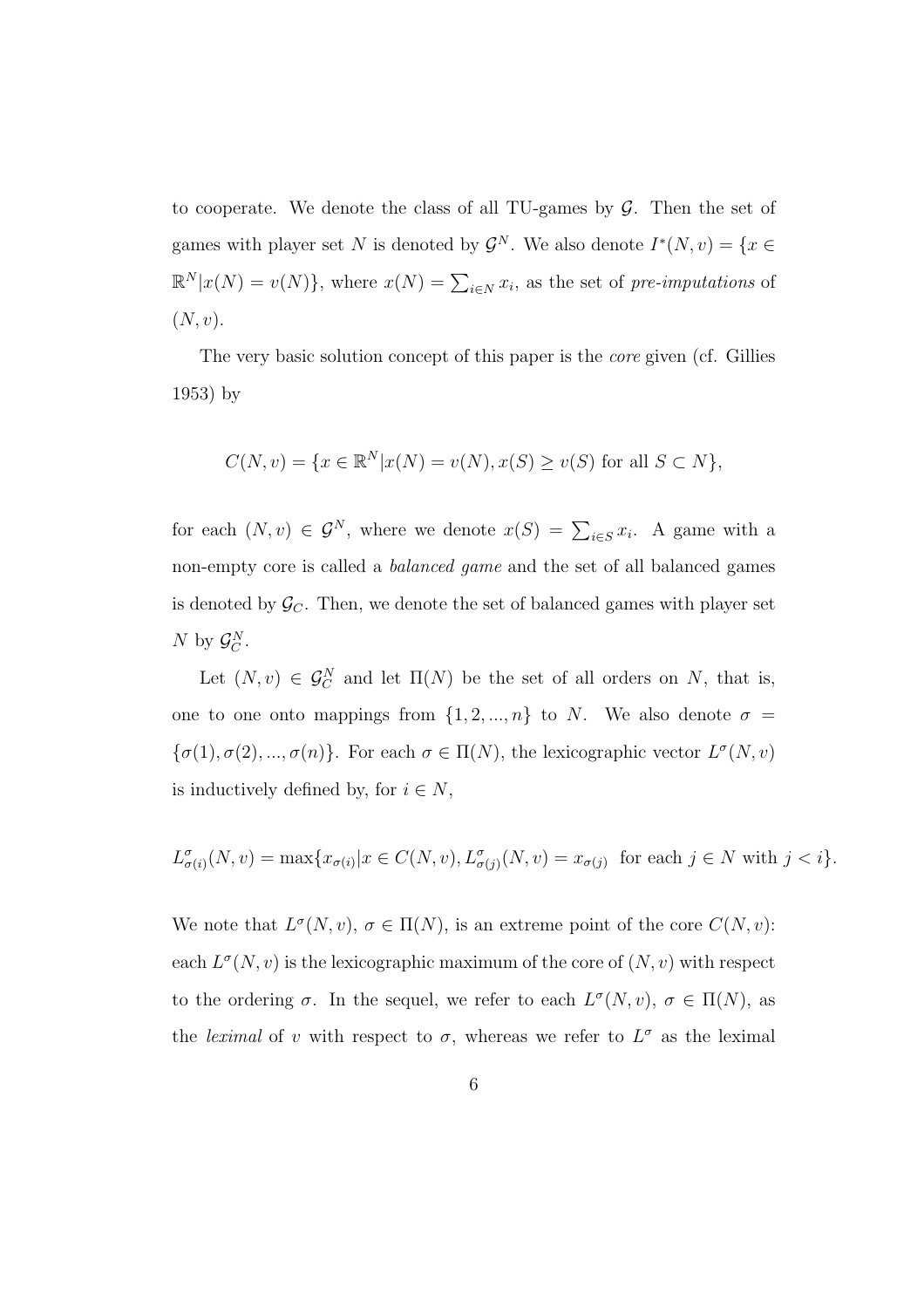to cooperate. We denote the class of all TU-games by $\mathcal{G}$. Then the set of games with player set $N$ is denoted by $\mathcal{G}^N$. We also denote $I^*(N,v) = \{x \in \mathbb{R}^N | x(N) = v(N)\}$, where $x(N) = \sum_{i \in N} x_i$, as the set of *pre-imputations* of $(N, v)$.

The very basic solution concept of this paper is the *core* given (cf. Gillies 1953) by

$$C(N,v) = \{x \in \mathbb{R}^N | x(N) = v(N), x(S) \geq v(S) \text{ for all } S \subset N\},$$

for each $(N,v) \in \mathcal{G}^N$, where we denote $x(S) = \sum_{i \in S} x_i$. A game with a non-empty core is called a *balanced game* and the set of all balanced games is denoted by $\mathcal{G}_C$. Then, we denote the set of balanced games with player set $N$ by $\mathcal{G}_C^N$.

Let $(N,v) \in \mathcal{G}_C^N$ and let $\Pi(N)$ be the set of all orders on $N$, that is, one to one onto mappings from $\{1, 2, ..., n\}$ to $N$. We also denote $\sigma = \{\sigma(1), \sigma(2), ..., \sigma(n)\}$. For each $\sigma \in \Pi(N)$, the lexicographic vector $L^\sigma(N,v)$ is inductively defined by, for $i \in N$,

$$L^\sigma_{\sigma(i)}(N,v) = \max\{x_{\sigma(i)} | x \in C(N,v), L^\sigma_{\sigma(j)}(N,v) = x_{\sigma(j)} \text{ for each } j \in N \text{ with } j < i\}.$$

We note that $L^\sigma(N,v)$, $\sigma \in \Pi(N)$, is an extreme point of the core $C(N,v)$: each $L^\sigma(N,v)$ is the lexicographic maximum of the core of $(N,v)$ with respect to the ordering $\sigma$. In the sequel, we refer to each $L^\sigma(N,v)$, $\sigma \in \Pi(N)$, as the *leximal* of $v$ with respect to $\sigma$, whereas we refer to $L^\sigma$ as the leximal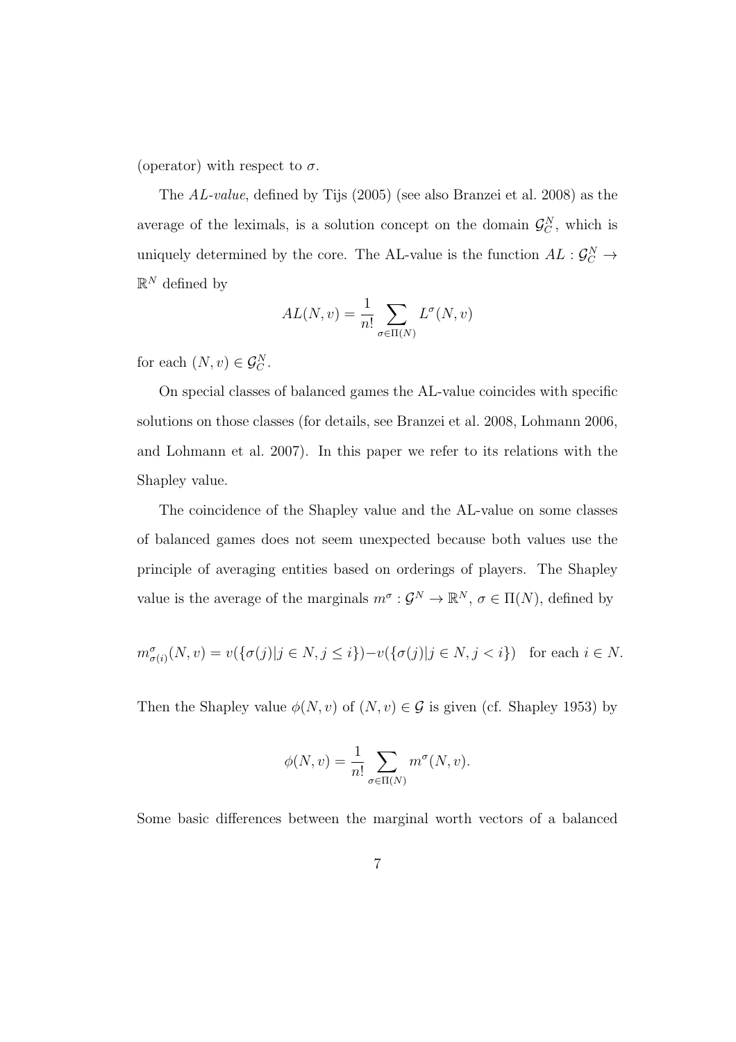(operator) with respect to $\sigma$.

The *AL-value*, defined by Tijs (2005) (see also Branzei et al. 2008) as the average of the leximals, is a solution concept on the domain $\mathcal{G}_C^N$, which is uniquely determined by the core. The AL-value is the function $AL : \mathcal{G}_C^N \rightarrow \mathbb{R}^N$ defined by

$$AL(N, v) = \frac{1}{n!} \sum_{\sigma \in \Pi(N)} L^{\sigma}(N, v)$$

for each $(N, v) \in \mathcal{G}_C^N$.

On special classes of balanced games the AL-value coincides with specific solutions on those classes (for details, see Branzei et al. 2008, Lohmann 2006, and Lohmann et al. 2007). In this paper we refer to its relations with the Shapley value.

The coincidence of the Shapley value and the AL-value on some classes of balanced games does not seem unexpected because both values use the principle of averaging entities based on orderings of players. The Shapley value is the average of the marginals $m^{\sigma} : \mathcal{G}^N \rightarrow \mathbb{R}^N$, $\sigma \in \Pi(N)$, defined by

$$m^{\sigma}_{\sigma(i)}(N, v) = v(\{\sigma(j) | j \in N, j \leq i\}) - v(\{\sigma(j) | j \in N, j < i\}) \quad \text{for each } i \in N.$$

Then the Shapley value $\phi(N, v)$ of $(N, v) \in \mathcal{G}$ is given (cf. Shapley 1953) by

$$\phi(N, v) = \frac{1}{n!} \sum_{\sigma \in \Pi(N)} m^{\sigma}(N, v).$$

Some basic differences between the marginal worth vectors of a balanced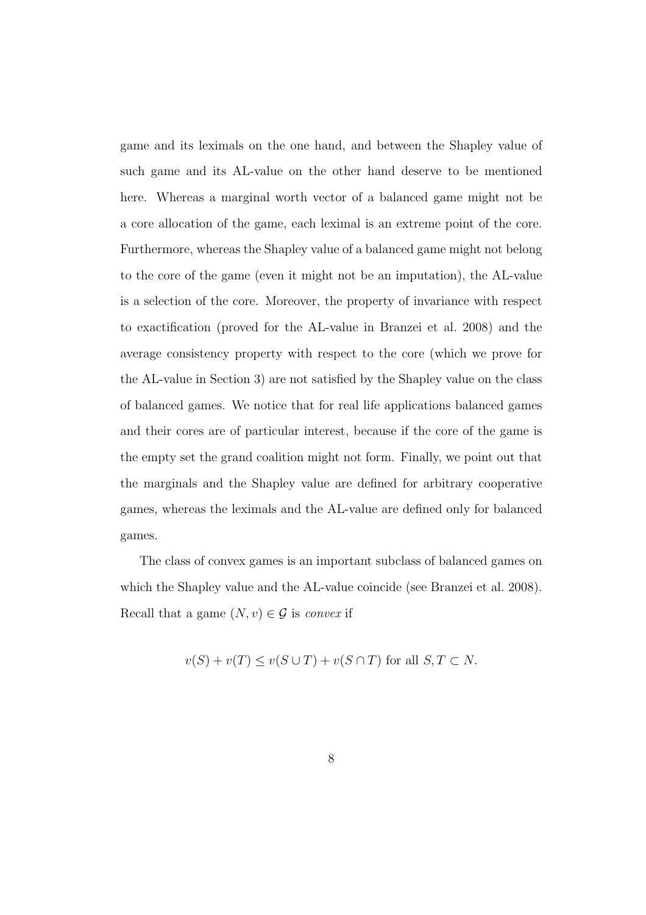game and its leximals on the one hand, and between the Shapley value of such game and its AL-value on the other hand deserve to be mentioned here. Whereas a marginal worth vector of a balanced game might not be a core allocation of the game, each leximal is an extreme point of the core. Furthermore, whereas the Shapley value of a balanced game might not belong to the core of the game (even it might not be an imputation), the AL-value is a selection of the core. Moreover, the property of invariance with respect to exactification (proved for the AL-value in Branzei et al. 2008) and the average consistency property with respect to the core (which we prove for the AL-value in Section 3) are not satisfied by the Shapley value on the class of balanced games. We notice that for real life applications balanced games and their cores are of particular interest, because if the core of the game is the empty set the grand coalition might not form. Finally, we point out that the marginals and the Shapley value are defined for arbitrary cooperative games, whereas the leximals and the AL-value are defined only for balanced games.

The class of convex games is an important subclass of balanced games on which the Shapley value and the AL-value coincide (see Branzei et al. 2008). Recall that a game $(N, v) \in \mathcal{G}$ is *convex* if

$$v(S) + v(T) \leq v(S \cup T) + v(S \cap T) \text{ for all } S, T \subset N.$$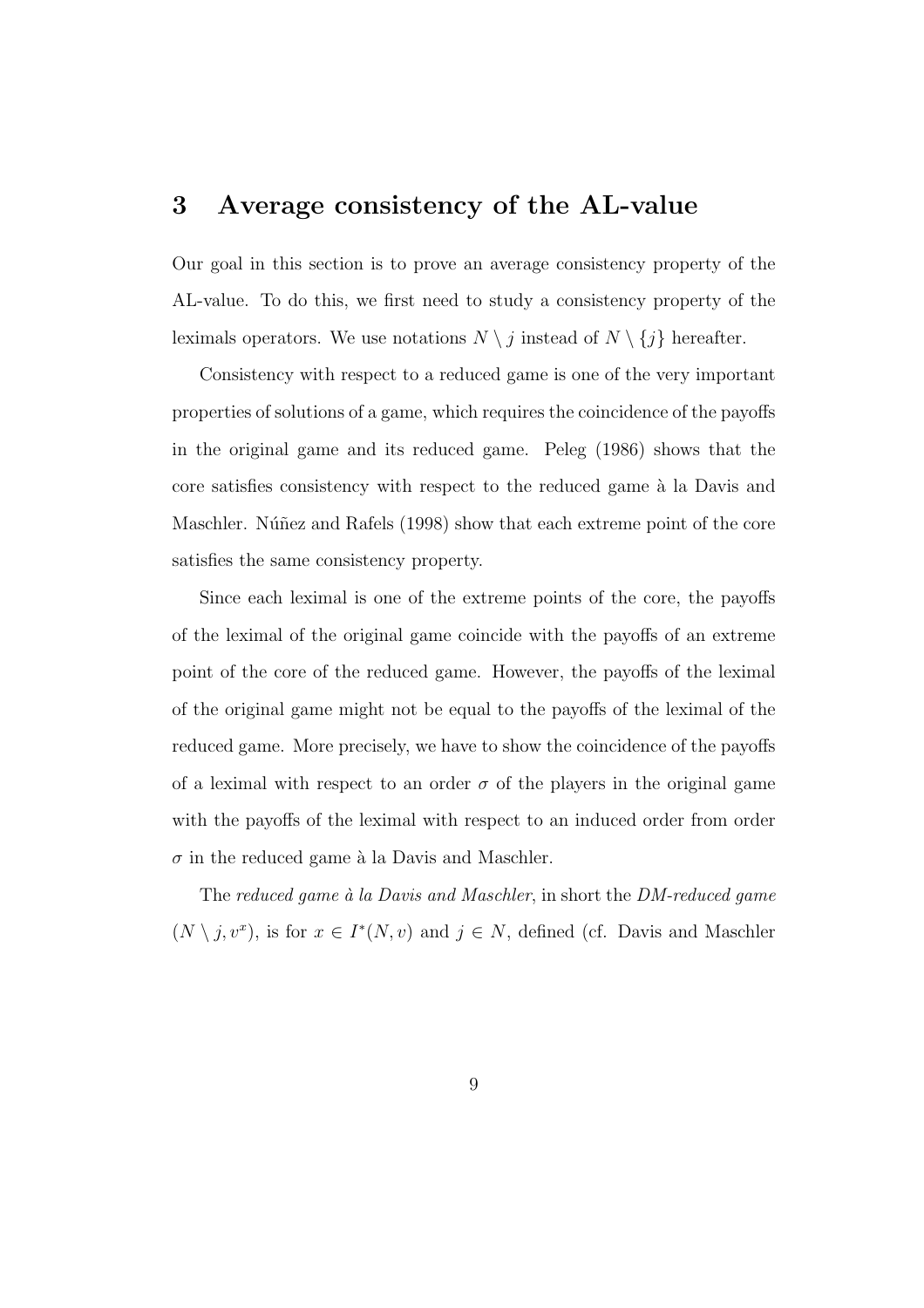## 3 Average consistency of the AL-value

Our goal in this section is to prove an average consistency property of the AL-value. To do this, we first need to study a consistency property of the leximals operators. We use notations $N \setminus j$ instead of $N \setminus \{j\}$ hereafter.

Consistency with respect to a reduced game is one of the very important properties of solutions of a game, which requires the coincidence of the payoffs in the original game and its reduced game. Peleg (1986) shows that the core satisfies consistency with respect to the reduced game à la Davis and Maschler. Núñez and Rafels (1998) show that each extreme point of the core satisfies the same consistency property.

Since each leximal is one of the extreme points of the core, the payoffs of the leximal of the original game coincide with the payoffs of an extreme point of the core of the reduced game. However, the payoffs of the leximal of the original game might not be equal to the payoffs of the leximal of the reduced game. More precisely, we have to show the coincidence of the payoffs of a leximal with respect to an order $\sigma$ of the players in the original game with the payoffs of the leximal with respect to an induced order from order $\sigma$ in the reduced game à la Davis and Maschler.

The *reduced game à la Davis and Maschler*, in short the *DM-reduced game* $(N \setminus j, v^x)$, is for $x \in I^*(N, v)$ and $j \in N$, defined (cf. Davis and Maschler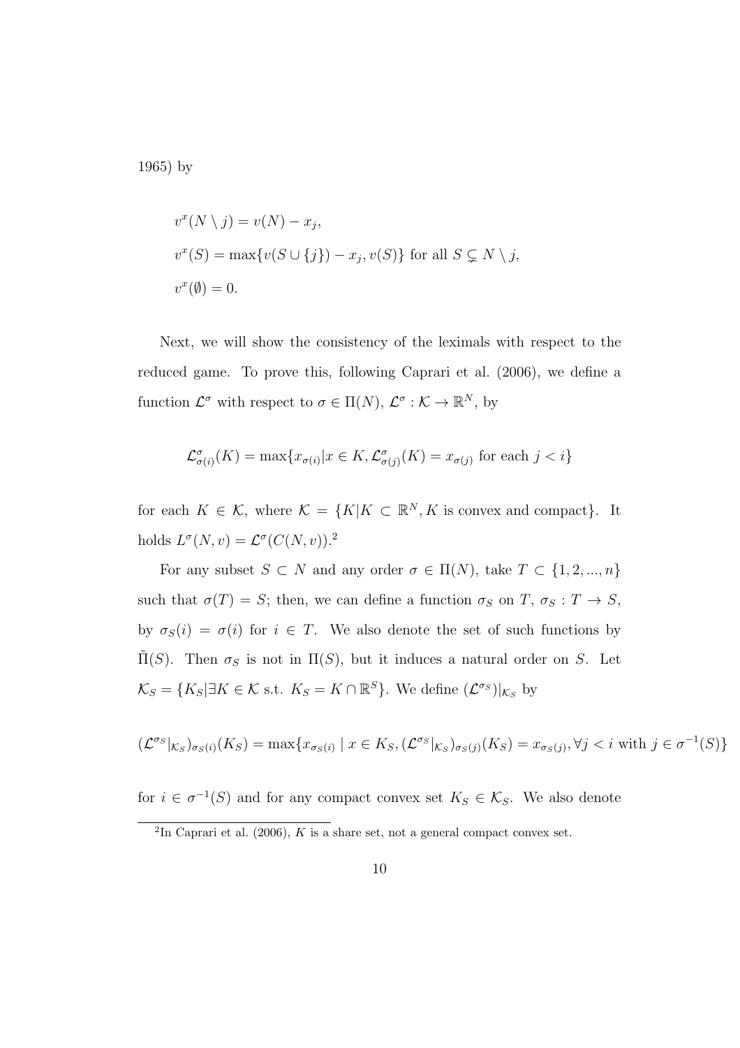1965) by

$$
\begin{aligned}
&v^x(N \setminus j) = v(N) - x_j, \\
&v^x(S) = \max\{v(S \cup \{j\}) - x_j, v(S)\} \text{ for all } S \subsetneq N \setminus j, \\
&v^x(\emptyset) = 0.
\end{aligned}
$$

Next, we will show the consistency of the leximals with respect to the reduced game. To prove this, following Caprari et al. (2006), we define a function $\mathcal{L}^\sigma$ with respect to $\sigma \in \Pi(N)$, $\mathcal{L}^\sigma : \mathcal{K} \to \mathbb{R}^N$, by

$$
\mathcal{L}^\sigma_{\sigma(i)}(K) = \max\{x_{\sigma(i)} | x \in K, \mathcal{L}^\sigma_{\sigma(j)}(K) = x_{\sigma(j)} \text{ for each } j < i\}
$$

for each $K \in \mathcal{K}$, where $\mathcal{K} = \{K | K \subset \mathbb{R}^N, K \text{ is convex and compact}\}$. It holds $L^\sigma(N, v) = \mathcal{L}^\sigma(C(N, v))$.[2]

For any subset $S \subset N$ and any order $\sigma \in \Pi(N)$, take $T \subset \{1, 2, ..., n\}$ such that $\sigma(T) = S$; then, we can define a function $\sigma_S$ on $T$, $\sigma_S : T \to S$, by $\sigma_S(i) = \sigma(i)$ for $i \in T$. We also denote the set of such functions by $\tilde{\Pi}(S)$. Then $\sigma_S$ is not in $\Pi(S)$, but it induces a natural order on $S$. Let $\mathcal{K}_S = \{K_S | \exists K \in \mathcal{K} \text{ s.t. } K_S = K \cap \mathbb{R}^S\}$. We define $(\mathcal{L}^{\sigma_S})|_{\mathcal{K}_S}$ by

$$
(\mathcal{L}^{\sigma_S}|_{\mathcal{K}_S})_{\sigma_S(i)}(K_S) = \max\{x_{\sigma_S(i)} \mid x \in K_S, (\mathcal{L}^{\sigma_S}|_{\mathcal{K}_S})_{\sigma_S(j)}(K_S) = x_{\sigma_S(j)}, \forall j < i \text{ with } j \in \sigma^{-1}(S)\}
$$

for $i \in \sigma^{-1}(S)$ and for any compact convex set $K_S \in \mathcal{K}_S$. We also denote

[2] In Caprari et al. (2006), $K$ is a share set, not a general compact convex set.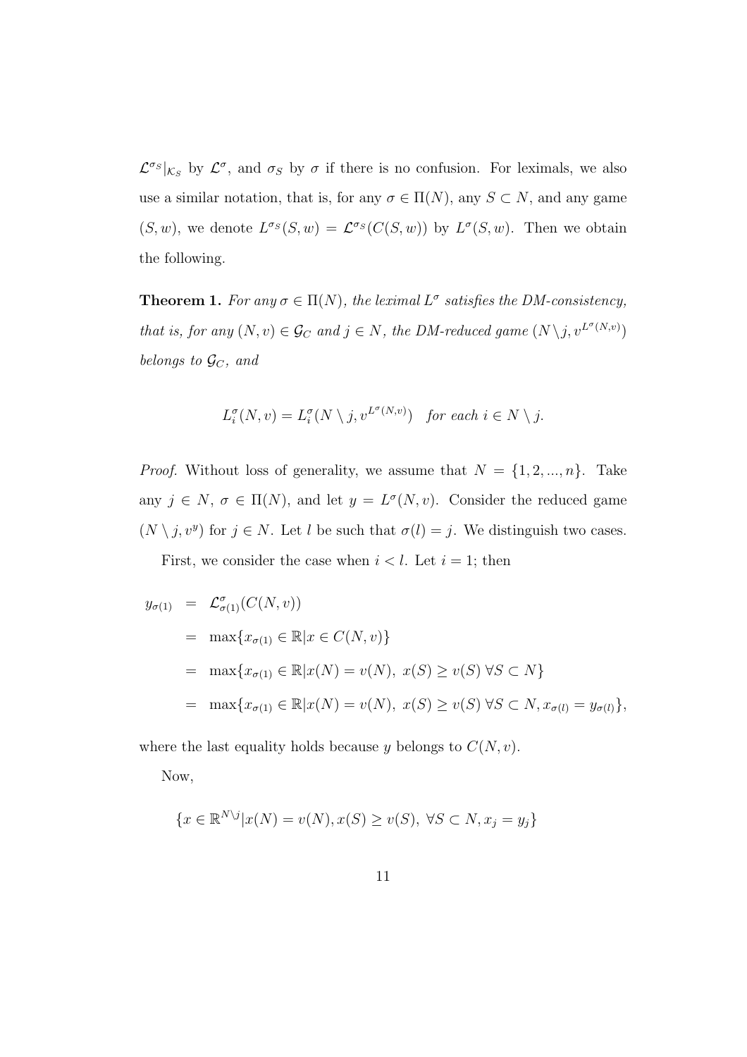$\mathcal{L}^{\sigma_S}|_{\mathcal{K}_S}$ by $\mathcal{L}^{\sigma}$, and $\sigma_S$ by $\sigma$ if there is no confusion. For leximals, we also use a similar notation, that is, for any $\sigma \in \Pi(N)$, any $S \subset N$, and any game $(S, w)$, we denote $L^{\sigma_S}(S, w) = \mathcal{L}^{\sigma_S}(C(S, w))$ by $L^{\sigma}(S, w)$. Then we obtain the following.

**Theorem 1.** *For any $\sigma \in \Pi(N)$, the leximal $L^{\sigma}$ satisfies the DM-consistency, that is, for any $(N, v) \in \mathcal{G}_C$ and $j \in N$, the DM-reduced game $(N \setminus j, v^{L^{\sigma}(N,v)})$ belongs to $\mathcal{G}_C$, and*

$$L_i^{\sigma}(N, v) = L_i^{\sigma}(N \setminus j, v^{L^{\sigma}(N,v)}) \quad \text{for each } i \in N \setminus j.$$

*Proof.* Without loss of generality, we assume that $N = \{1, 2, ..., n\}$. Take any $j \in N$, $\sigma \in \Pi(N)$, and let $y = L^{\sigma}(N, v)$. Consider the reduced game $(N \setminus j, v^y)$ for $j \in N$. Let $l$ be such that $\sigma(l) = j$. We distinguish two cases.

First, we consider the case when $i < l$. Let $i = 1$; then

$$\begin{aligned}
y_{\sigma(1)} &= \mathcal{L}_{\sigma(1)}^{\sigma}(C(N, v)) \\
&= \max\{x_{\sigma(1)} \in \mathbb{R} | x \in C(N, v)\} \\
&= \max\{x_{\sigma(1)} \in \mathbb{R} | x(N) = v(N),\ x(S) \geq v(S)\ \forall S \subset N\} \\
&= \max\{x_{\sigma(1)} \in \mathbb{R} | x(N) = v(N),\ x(S) \geq v(S)\ \forall S \subset N, x_{\sigma(l)} = y_{\sigma(l)}\},
\end{aligned}$$

where the last equality holds because $y$ belongs to $C(N, v)$.

Now,

$$\{x \in \mathbb{R}^{N \setminus j} | x(N) = v(N), x(S) \geq v(S),\ \forall S \subset N, x_j = y_j\}$$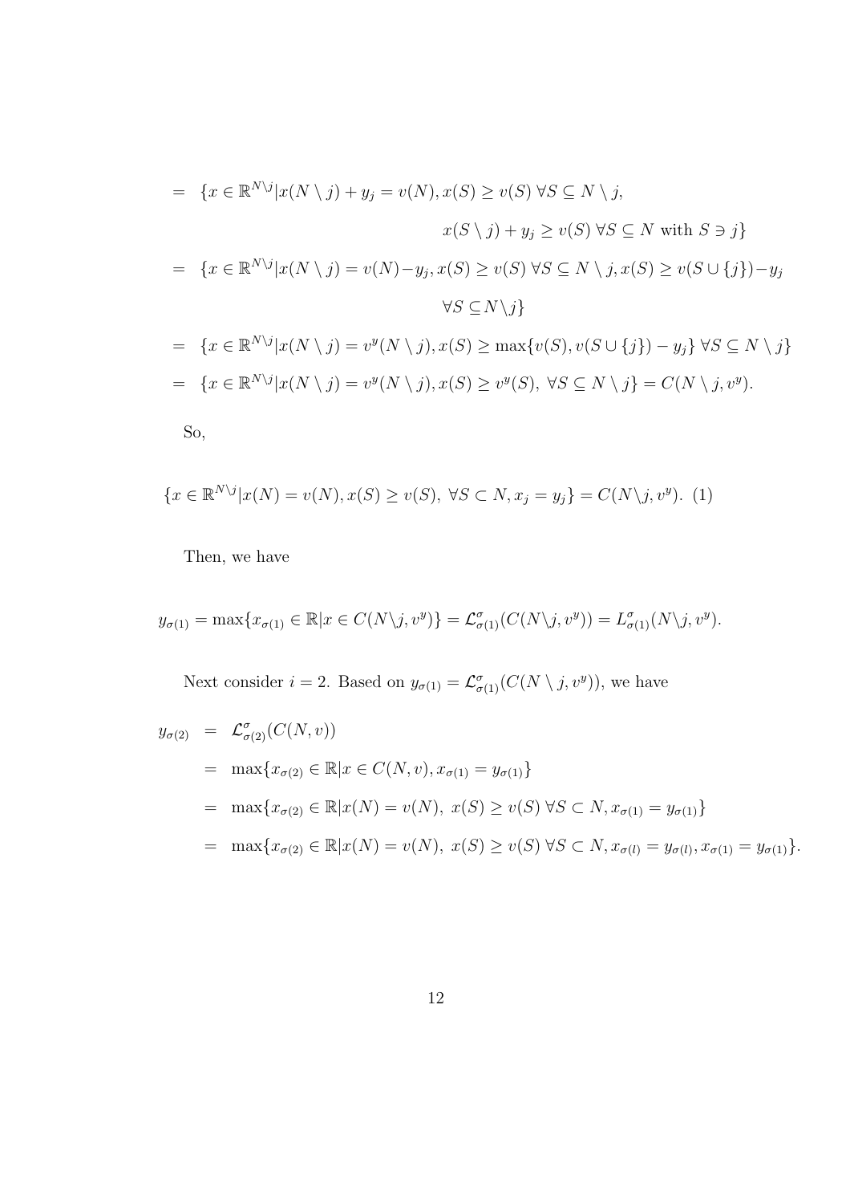$$
\begin{aligned}
&= \{x \in \mathbb{R}^{N\setminus j} | x(N \setminus j) + y_j = v(N), x(S) \geq v(S) \; \forall S \subseteq N \setminus j, \\
&\qquad\qquad\qquad\qquad x(S \setminus j) + y_j \geq v(S) \; \forall S \subseteq N \text{ with } S \ni j\} \\
&= \{x \in \mathbb{R}^{N\setminus j} | x(N \setminus j) = v(N) - y_j, x(S) \geq v(S) \; \forall S \subseteq N \setminus j, x(S) \geq v(S \cup \{j\}) - y_j \\
&\qquad\qquad\qquad\qquad \forall S \subseteq N \setminus j\} \\
&= \{x \in \mathbb{R}^{N\setminus j} | x(N \setminus j) = v^y(N \setminus j), x(S) \geq \max\{v(S), v(S \cup \{j\}) - y_j\} \; \forall S \subseteq N \setminus j\} \\
&= \{x \in \mathbb{R}^{N\setminus j} | x(N \setminus j) = v^y(N \setminus j), x(S) \geq v^y(S), \; \forall S \subseteq N \setminus j\} = C(N \setminus j, v^y).
\end{aligned}
$$

So,

$$
\{x \in \mathbb{R}^{N\setminus j} | x(N) = v(N), x(S) \geq v(S), \; \forall S \subset N, x_j = y_j\} = C(N \setminus j, v^y). \quad (1)
$$

Then, we have

$$
y_{\sigma(1)} = \max\{x_{\sigma(1)} \in \mathbb{R} | x \in C(N \setminus j, v^y)\} = \mathcal{L}^{\sigma}_{\sigma(1)}(C(N \setminus j, v^y)) = L^{\sigma}_{\sigma(1)}(N \setminus j, v^y).
$$

Next consider $i = 2$. Based on $y_{\sigma(1)} = \mathcal{L}^{\sigma}_{\sigma(1)}(C(N \setminus j, v^y))$, we have

$$
\begin{aligned}
y_{\sigma(2)} &= \mathcal{L}^{\sigma}_{\sigma(2)}(C(N, v)) \\
&= \max\{x_{\sigma(2)} \in \mathbb{R} | x \in C(N, v), x_{\sigma(1)} = y_{\sigma(1)}\} \\
&= \max\{x_{\sigma(2)} \in \mathbb{R} | x(N) = v(N), \; x(S) \geq v(S) \; \forall S \subset N, x_{\sigma(1)} = y_{\sigma(1)}\} \\
&= \max\{x_{\sigma(2)} \in \mathbb{R} | x(N) = v(N), \; x(S) \geq v(S) \; \forall S \subset N, x_{\sigma(l)} = y_{\sigma(l)}, x_{\sigma(1)} = y_{\sigma(1)}\}.
\end{aligned}
$$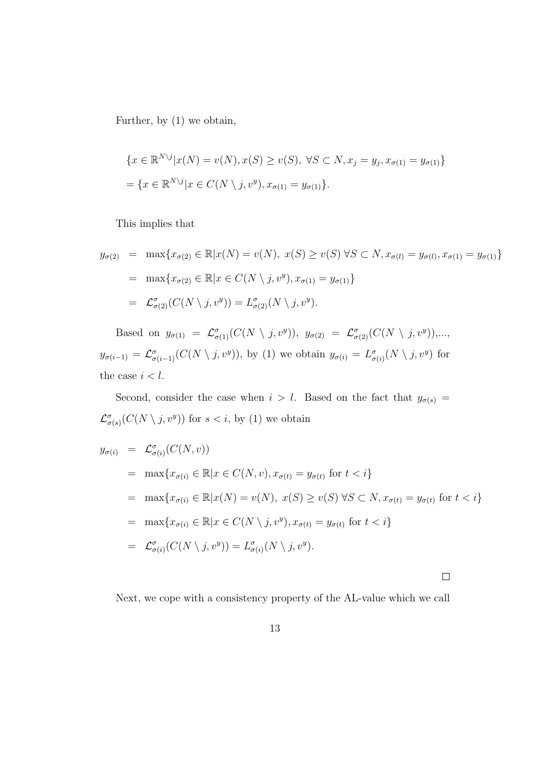Further, by (1) we obtain,

$$\{x \in \mathbb{R}^{N\setminus j} | x(N) = v(N), x(S) \geq v(S),\ \forall S \subset N, x_j = y_j, x_{\sigma(1)} = y_{\sigma(1)}\}$$
$$= \{x \in \mathbb{R}^{N\setminus j} | x \in C(N \setminus j, v^y), x_{\sigma(1)} = y_{\sigma(1)}\}.$$

This implies that

$$\begin{aligned}
y_{\sigma(2)} &= \max\{x_{\sigma(2)} \in \mathbb{R} | x(N) = v(N),\ x(S) \geq v(S)\ \forall S \subset N, x_{\sigma(l)} = y_{\sigma(l)}, x_{\sigma(1)} = y_{\sigma(1)}\} \\
&= \max\{x_{\sigma(2)} \in \mathbb{R} | x \in C(N \setminus j, v^y), x_{\sigma(1)} = y_{\sigma(1)}\} \\
&= \mathcal{L}^{\sigma}_{\sigma(2)}(C(N \setminus j, v^y)) = L^{\sigma}_{\sigma(2)}(N \setminus j, v^y).
\end{aligned}$$

Based on $y_{\sigma(1)} = \mathcal{L}^{\sigma}_{\sigma(1)}(C(N \setminus j, v^y))$, $y_{\sigma(2)} = \mathcal{L}^{\sigma}_{\sigma(2)}(C(N \setminus j, v^y))$,..., $y_{\sigma(i-1)} = \mathcal{L}^{\sigma}_{\sigma(i-1)}(C(N \setminus j, v^y))$, by (1) we obtain $y_{\sigma(i)} = L^{\sigma}_{\sigma(i)}(N \setminus j, v^y)$ for the case $i < l$.

Second, consider the case when $i > l$. Based on the fact that $y_{\sigma(s)} = \mathcal{L}^{\sigma}_{\sigma(s)}(C(N \setminus j, v^y))$ for $s < i$, by (1) we obtain

$$\begin{aligned}
y_{\sigma(i)} &= \mathcal{L}^{\sigma}_{\sigma(i)}(C(N, v)) \\
&= \max\{x_{\sigma(i)} \in \mathbb{R} | x \in C(N, v), x_{\sigma(t)} = y_{\sigma(t)} \text{ for } t < i\} \\
&= \max\{x_{\sigma(i)} \in \mathbb{R} | x(N) = v(N),\ x(S) \geq v(S)\ \forall S \subset N, x_{\sigma(t)} = y_{\sigma(t)} \text{ for } t < i\} \\
&= \max\{x_{\sigma(i)} \in \mathbb{R} | x \in C(N \setminus j, v^y), x_{\sigma(t)} = y_{\sigma(t)} \text{ for } t < i\} \\
&= \mathcal{L}^{\sigma}_{\sigma(i)}(C(N \setminus j, v^y)) = L^{\sigma}_{\sigma(i)}(N \setminus j, v^y).
\end{aligned}$$

□

Next, we cope with a consistency property of the AL-value which we call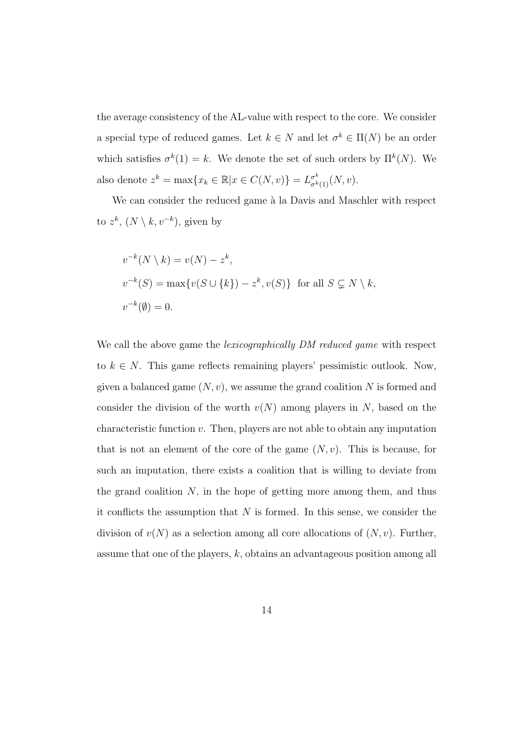the average consistency of the AL-value with respect to the core. We consider a special type of reduced games. Let $k \in N$ and let $\sigma^k \in \Pi(N)$ be an order which satisfies $\sigma^k(1) = k$. We denote the set of such orders by $\Pi^k(N)$. We also denote $z^k = \max\{x_k \in \mathbb{R} | x \in C(N, v)\} = L^{\sigma^k}_{\sigma^k(1)}(N, v)$.

We can consider the reduced game à la Davis and Maschler with respect to $z^k$, $(N \setminus k, v^{-k})$, given by

$$
\begin{aligned}
&v^{-k}(N \setminus k) = v(N) - z^k, \\
&v^{-k}(S) = \max\{v(S \cup \{k\}) - z^k, v(S)\} \ \text{ for all } S \subsetneq N \setminus k, \\
&v^{-k}(\emptyset) = 0.
\end{aligned}
$$

We call the above game the *lexicographically DM reduced game* with respect to $k \in N$. This game reflects remaining players' pessimistic outlook. Now, given a balanced game $(N, v)$, we assume the grand coalition $N$ is formed and consider the division of the worth $v(N)$ among players in $N$, based on the characteristic function $v$. Then, players are not able to obtain any imputation that is not an element of the core of the game $(N, v)$. This is because, for such an imputation, there exists a coalition that is willing to deviate from the grand coalition $N$, in the hope of getting more among them, and thus it conflicts the assumption that $N$ is formed. In this sense, we consider the division of $v(N)$ as a selection among all core allocations of $(N, v)$. Further, assume that one of the players, $k$, obtains an advantageous position among all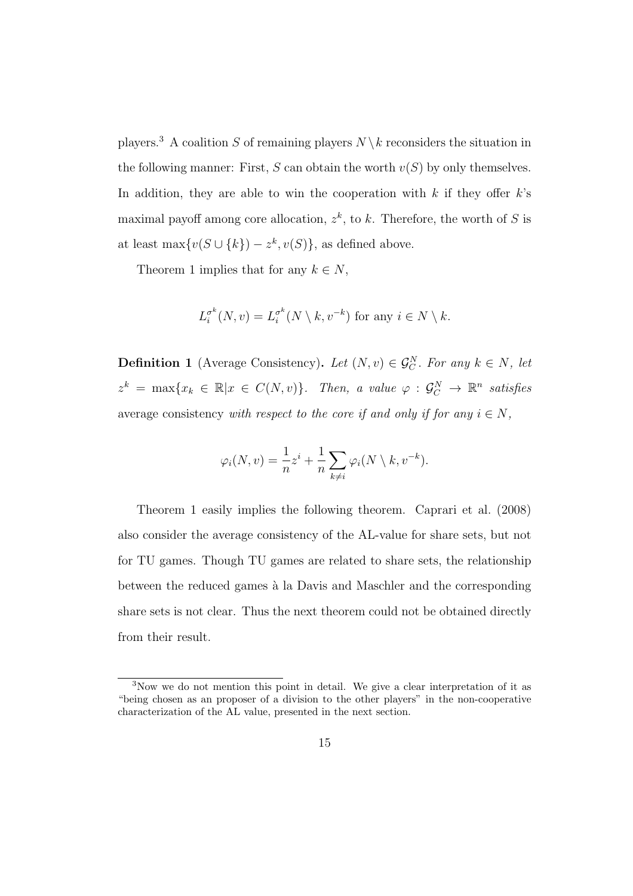players.[3] A coalition $S$ of remaining players $N \setminus k$ reconsiders the situation in the following manner: First, $S$ can obtain the worth $v(S)$ by only themselves. In addition, they are able to win the cooperation with $k$ if they offer $k$'s maximal payoff among core allocation, $z^k$, to $k$. Therefore, the worth of $S$ is at least $\max\{v(S \cup \{k\}) - z^k, v(S)\}$, as defined above.

Theorem 1 implies that for any $k \in N$,

$$L_i^{\sigma^k}(N, v) = L_i^{\sigma^k}(N \setminus k, v^{-k}) \text{ for any } i \in N \setminus k.$$

**Definition 1** (Average Consistency)**.** *Let $(N, v) \in \mathcal{G}_C^N$. For any $k \in N$, let $z^k = \max\{x_k \in \mathbb{R} | x \in C(N, v)\}$. Then, a value $\varphi : \mathcal{G}_C^N \to \mathbb{R}^n$ satisfies* average consistency *with respect to the core if and only if for any $i \in N$,*

$$\varphi_i(N, v) = \frac{1}{n} z^i + \frac{1}{n} \sum_{k \neq i} \varphi_i(N \setminus k, v^{-k}).$$

Theorem 1 easily implies the following theorem. Caprari et al. (2008) also consider the average consistency of the AL-value for share sets, but not for TU games. Though TU games are related to share sets, the relationship between the reduced games à la Davis and Maschler and the corresponding share sets is not clear. Thus the next theorem could not be obtained directly from their result.

[3]Now we do not mention this point in detail. We give a clear interpretation of it as "being chosen as an proposer of a division to the other players" in the non-cooperative characterization of the AL value, presented in the next section.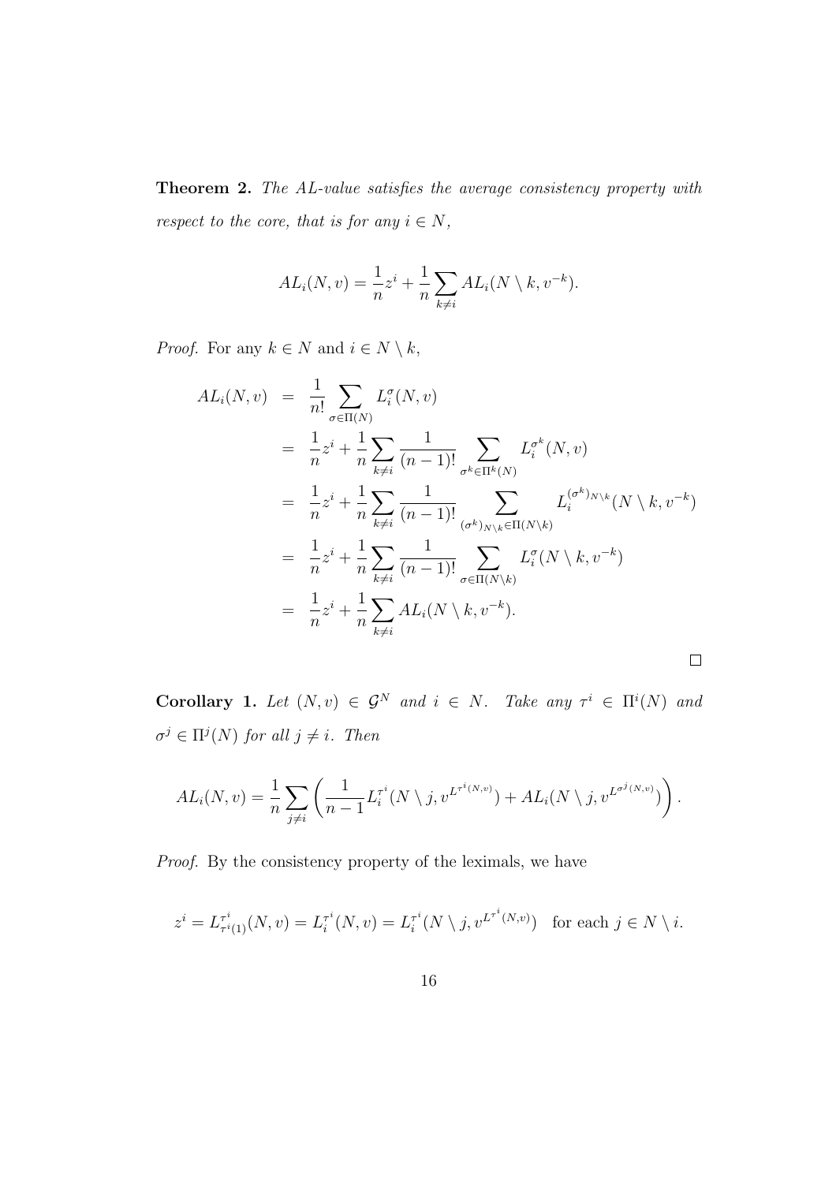**Theorem 2.** *The AL-value satisfies the average consistency property with respect to the core, that is for any $i \in N$,*

$$AL_i(N, v) = \frac{1}{n} z^i + \frac{1}{n} \sum_{k \neq i} AL_i(N \setminus k, v^{-k}).$$

*Proof.* For any $k \in N$ and $i \in N \setminus k$,

$$\begin{aligned}
AL_i(N, v) &= \frac{1}{n!} \sum_{\sigma \in \Pi(N)} L_i^{\sigma}(N, v) \\
&= \frac{1}{n} z^i + \frac{1}{n} \sum_{k \neq i} \frac{1}{(n-1)!} \sum_{\sigma^k \in \Pi^k(N)} L_i^{\sigma^k}(N, v) \\
&= \frac{1}{n} z^i + \frac{1}{n} \sum_{k \neq i} \frac{1}{(n-1)!} \sum_{(\sigma^k)_{N \setminus k} \in \Pi(N \setminus k)} L_i^{(\sigma^k)_{N \setminus k}}(N \setminus k, v^{-k}) \\
&= \frac{1}{n} z^i + \frac{1}{n} \sum_{k \neq i} \frac{1}{(n-1)!} \sum_{\sigma \in \Pi(N \setminus k)} L_i^{\sigma}(N \setminus k, v^{-k}) \\
&= \frac{1}{n} z^i + \frac{1}{n} \sum_{k \neq i} AL_i(N \setminus k, v^{-k}).
\end{aligned}$$

□

**Corollary 1.** *Let $(N, v) \in \mathcal{G}^N$ and $i \in N$. Take any $\tau^i \in \Pi^i(N)$ and $\sigma^j \in \Pi^j(N)$ for all $j \neq i$. Then*

$$AL_i(N, v) = \frac{1}{n} \sum_{j \neq i} \left( \frac{1}{n-1} L_i^{\tau^i}(N \setminus j, v^{L^{\tau^i(N,v)}}) + AL_i(N \setminus j, v^{L^{\sigma^j(N,v)}}) \right).$$

*Proof.* By the consistency property of the leximals, we have

$$z^i = L_{\tau^i(1)}^{\tau^i}(N, v) = L_i^{\tau^i}(N, v) = L_i^{\tau^i}(N \setminus j, v^{L^{\tau^i}(N,v)}) \quad \text{for each } j \in N \setminus i.$$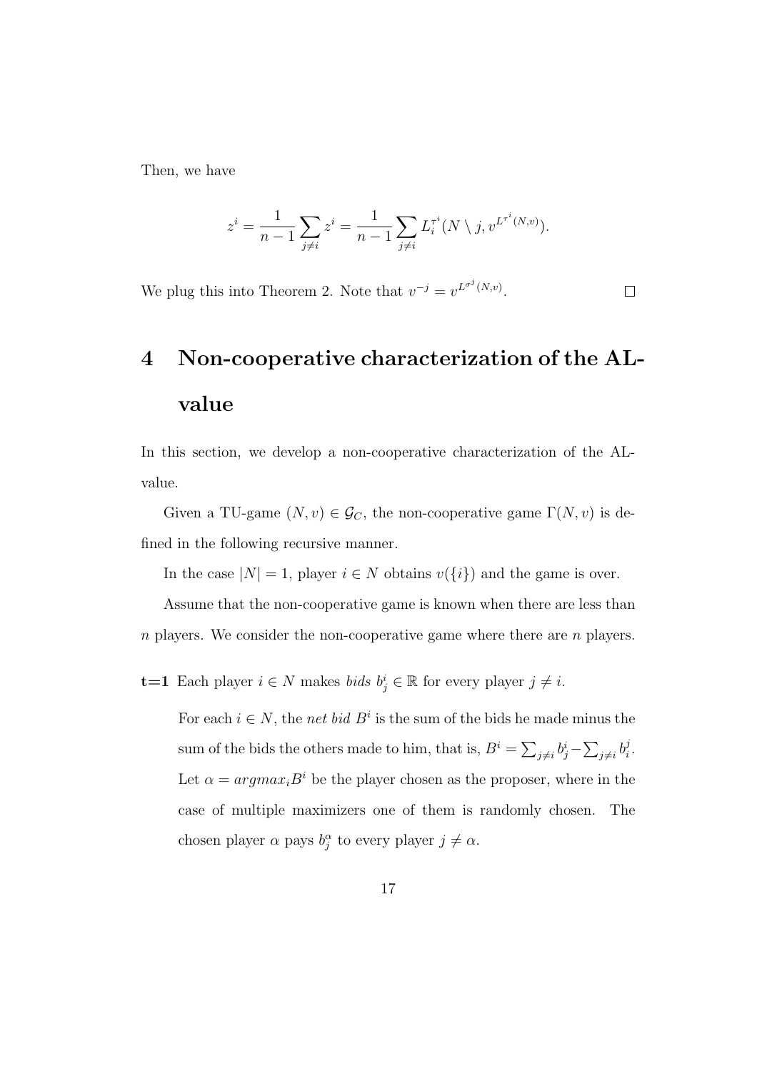Then, we have

$$z^i = \frac{1}{n-1} \sum_{j \neq i} z^i = \frac{1}{n-1} \sum_{j \neq i} L_i^{\tau^i}(N \setminus j, v^{L^{\tau^i}(N,v)}).$$

We plug this into Theorem 2. Note that $v^{-j} = v^{L^{\sigma^j}(N,v)}$. □

# 4 Non-cooperative characterization of the AL-value

In this section, we develop a non-cooperative characterization of the AL-value.

Given a TU-game $(N, v) \in \mathcal{G}_C$, the non-cooperative game $\Gamma(N, v)$ is defined in the following recursive manner.

In the case $|N| = 1$, player $i \in N$ obtains $v(\{i\})$ and the game is over.

Assume that the non-cooperative game is known when there are less than $n$ players. We consider the non-cooperative game where there are $n$ players.

**t=1** Each player $i \in N$ makes *bids* $b_j^i \in \mathbb{R}$ for every player $j \neq i$.

For each $i \in N$, the *net bid* $B^i$ is the sum of the bids he made minus the sum of the bids the others made to him, that is, $B^i = \sum_{j \neq i} b_j^i - \sum_{j \neq i} b_i^j$. Let $\alpha = argmax_i B^i$ be the player chosen as the proposer, where in the case of multiple maximizers one of them is randomly chosen. The chosen player $\alpha$ pays $b_j^\alpha$ to every player $j \neq \alpha$.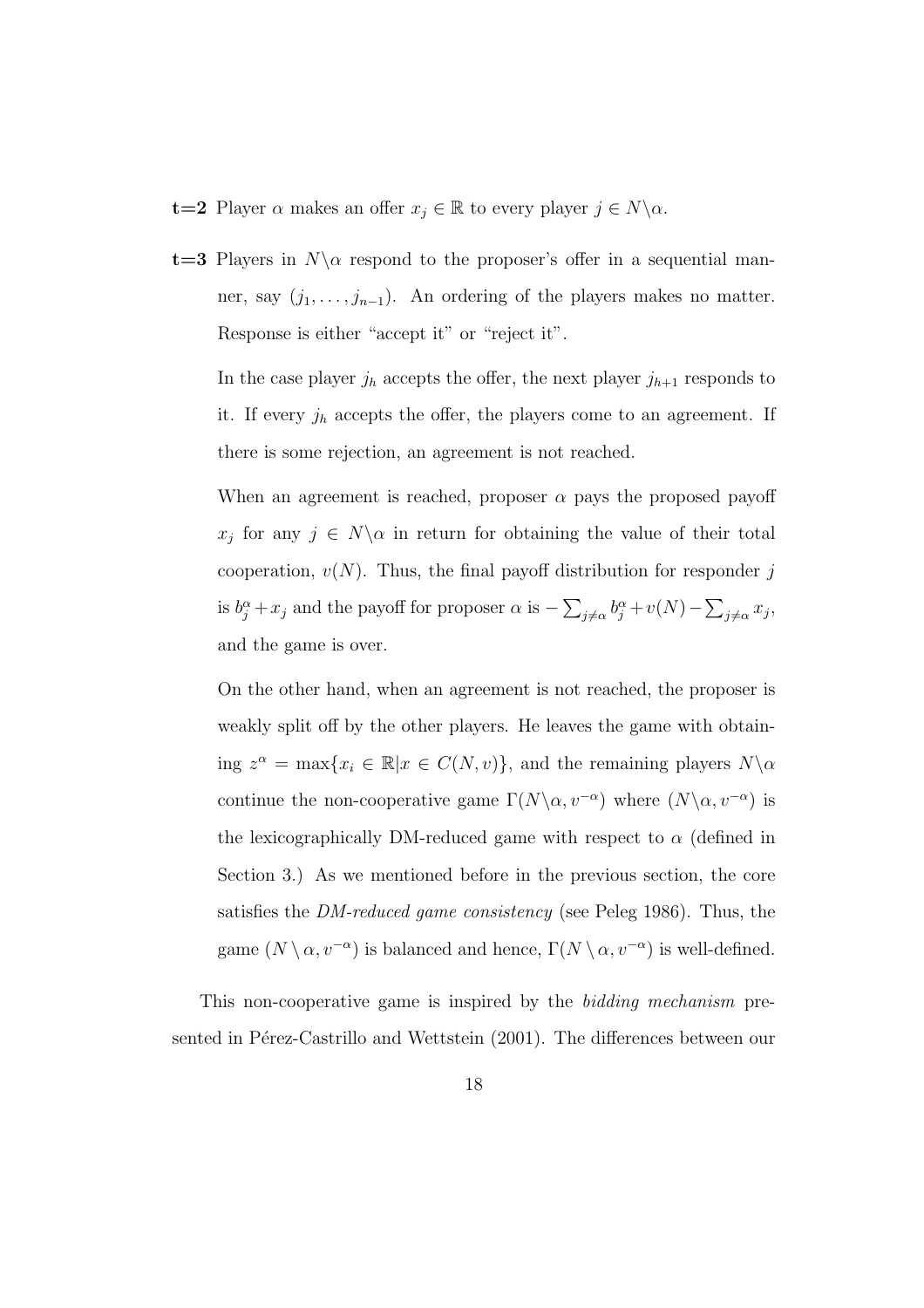**t=2** Player $\alpha$ makes an offer $x_j \in \mathbb{R}$ to every player $j \in N\backslash\alpha$.

**t=3** Players in $N\backslash\alpha$ respond to the proposer's offer in a sequential manner, say $(j_1, \ldots, j_{n-1})$. An ordering of the players makes no matter. Response is either "accept it" or "reject it".

In the case player $j_h$ accepts the offer, the next player $j_{h+1}$ responds to it. If every $j_h$ accepts the offer, the players come to an agreement. If there is some rejection, an agreement is not reached.

When an agreement is reached, proposer $\alpha$ pays the proposed payoff $x_j$ for any $j \in N\backslash\alpha$ in return for obtaining the value of their total cooperation, $v(N)$. Thus, the final payoff distribution for responder $j$ is $b_j^\alpha + x_j$ and the payoff for proposer $\alpha$ is $-\sum_{j\neq\alpha} b_j^\alpha + v(N) - \sum_{j\neq\alpha} x_j$, and the game is over.

On the other hand, when an agreement is not reached, the proposer is weakly split off by the other players. He leaves the game with obtaining $z^\alpha = \max\{x_i \in \mathbb{R} | x \in C(N, v)\}$, and the remaining players $N\backslash\alpha$ continue the non-cooperative game $\Gamma(N\backslash\alpha, v^{-\alpha})$ where $(N\backslash\alpha, v^{-\alpha})$ is the lexicographically DM-reduced game with respect to $\alpha$ (defined in Section 3.) As we mentioned before in the previous section, the core satisfies the *DM-reduced game consistency* (see Peleg 1986). Thus, the game $(N \setminus \alpha, v^{-\alpha})$ is balanced and hence, $\Gamma(N \setminus \alpha, v^{-\alpha})$ is well-defined.

This non-cooperative game is inspired by the *bidding mechanism* presented in Pérez-Castrillo and Wettstein (2001). The differences between our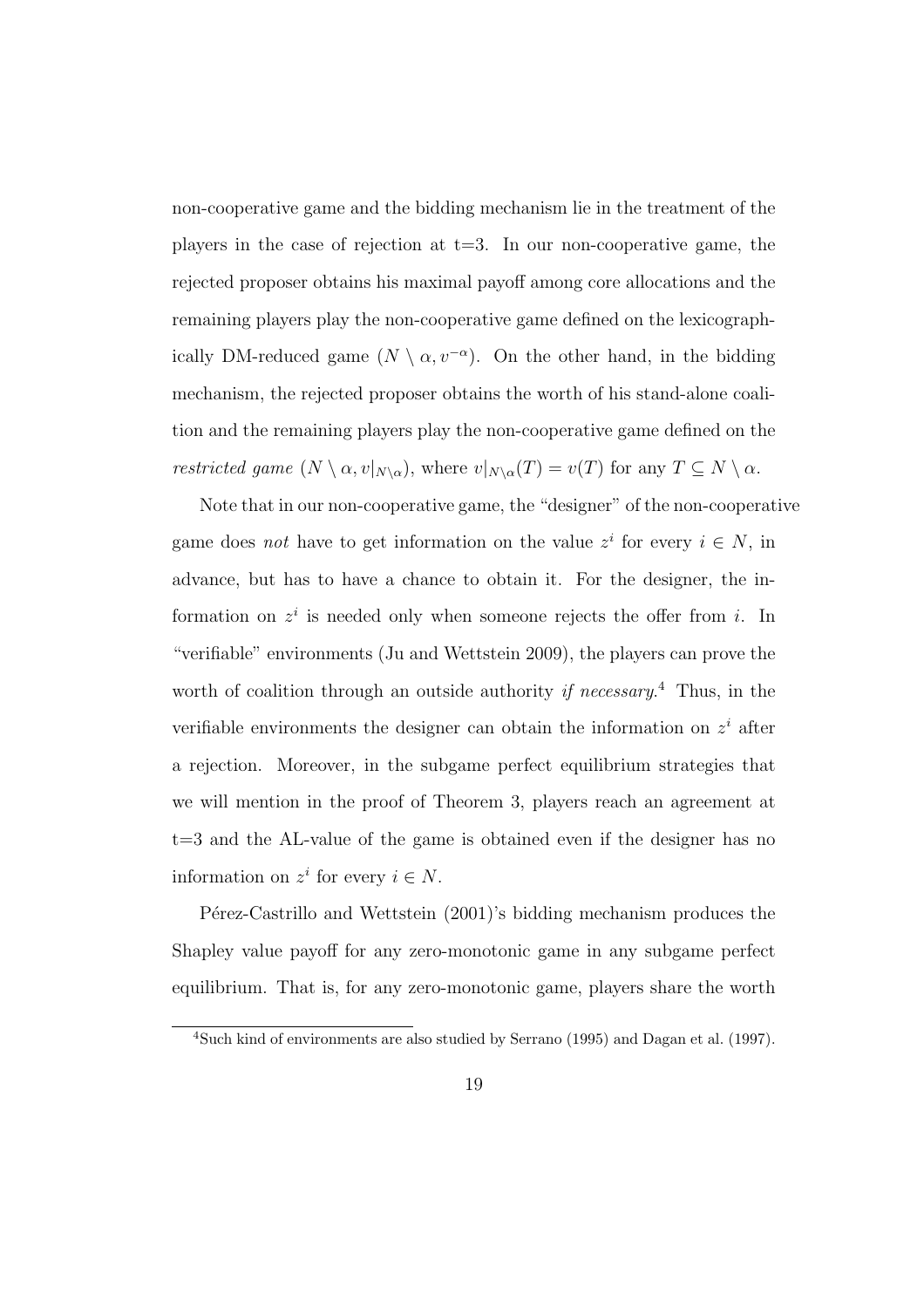non-cooperative game and the bidding mechanism lie in the treatment of the players in the case of rejection at t=3. In our non-cooperative game, the rejected proposer obtains his maximal payoff among core allocations and the remaining players play the non-cooperative game defined on the lexicographically DM-reduced game $(N \setminus \alpha, v^{-\alpha})$. On the other hand, in the bidding mechanism, the rejected proposer obtains the worth of his stand-alone coalition and the remaining players play the non-cooperative game defined on the *restricted game* $(N \setminus \alpha, v|_{N\setminus\alpha})$, where $v|_{N\setminus\alpha}(T) = v(T)$ for any $T \subseteq N \setminus \alpha$.

Note that in our non-cooperative game, the "designer" of the non-cooperative game does *not* have to get information on the value $z^i$ for every $i \in N$, in advance, but has to have a chance to obtain it. For the designer, the information on $z^i$ is needed only when someone rejects the offer from $i$. In "verifiable" environments (Ju and Wettstein 2009), the players can prove the worth of coalition through an outside authority *if necessary*.[4] Thus, in the verifiable environments the designer can obtain the information on $z^i$ after a rejection. Moreover, in the subgame perfect equilibrium strategies that we will mention in the proof of Theorem 3, players reach an agreement at t=3 and the AL-value of the game is obtained even if the designer has no information on $z^i$ for every $i \in N$.

Pérez-Castrillo and Wettstein (2001)'s bidding mechanism produces the Shapley value payoff for any zero-monotonic game in any subgame perfect equilibrium. That is, for any zero-monotonic game, players share the worth

[4]Such kind of environments are also studied by Serrano (1995) and Dagan et al. (1997).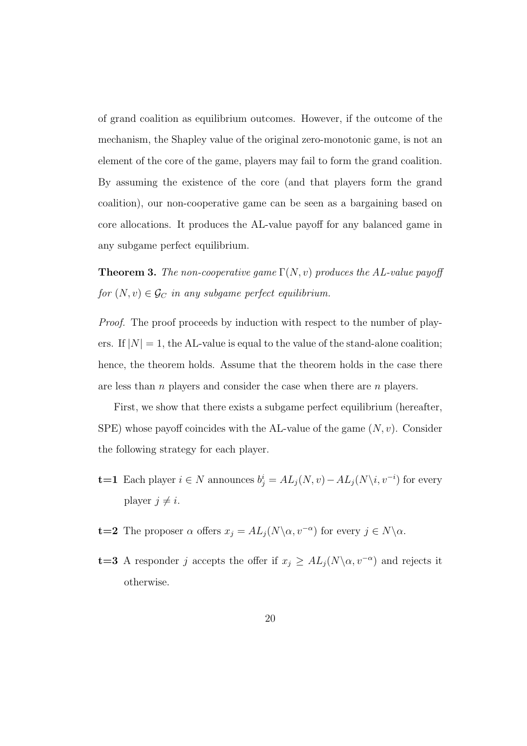of grand coalition as equilibrium outcomes. However, if the outcome of the mechanism, the Shapley value of the original zero-monotonic game, is not an element of the core of the game, players may fail to form the grand coalition. By assuming the existence of the core (and that players form the grand coalition), our non-cooperative game can be seen as a bargaining based on core allocations. It produces the AL-value payoff for any balanced game in any subgame perfect equilibrium.

**Theorem 3.** *The non-cooperative game $\Gamma(N, v)$ produces the AL-value payoff for $(N, v) \in \mathcal{G}_C$ in any subgame perfect equilibrium.*

*Proof.* The proof proceeds by induction with respect to the number of players. If $|N| = 1$, the AL-value is equal to the value of the stand-alone coalition; hence, the theorem holds. Assume that the theorem holds in the case there are less than $n$ players and consider the case when there are $n$ players.

First, we show that there exists a subgame perfect equilibrium (hereafter, SPE) whose payoff coincides with the AL-value of the game $(N, v)$. Consider the following strategy for each player.

- **t=1** Each player $i \in N$ announces $b^i_j = AL_j(N, v) - AL_j(N\backslash i, v^{-i})$ for every player $j \neq i$.
- **t=2** The proposer $\alpha$ offers $x_j = AL_j(N\backslash\alpha, v^{-\alpha})$ for every $j \in N\backslash\alpha$.
- **t=3** A responder $j$ accepts the offer if $x_j \geq AL_j(N\backslash\alpha, v^{-\alpha})$ and rejects it otherwise.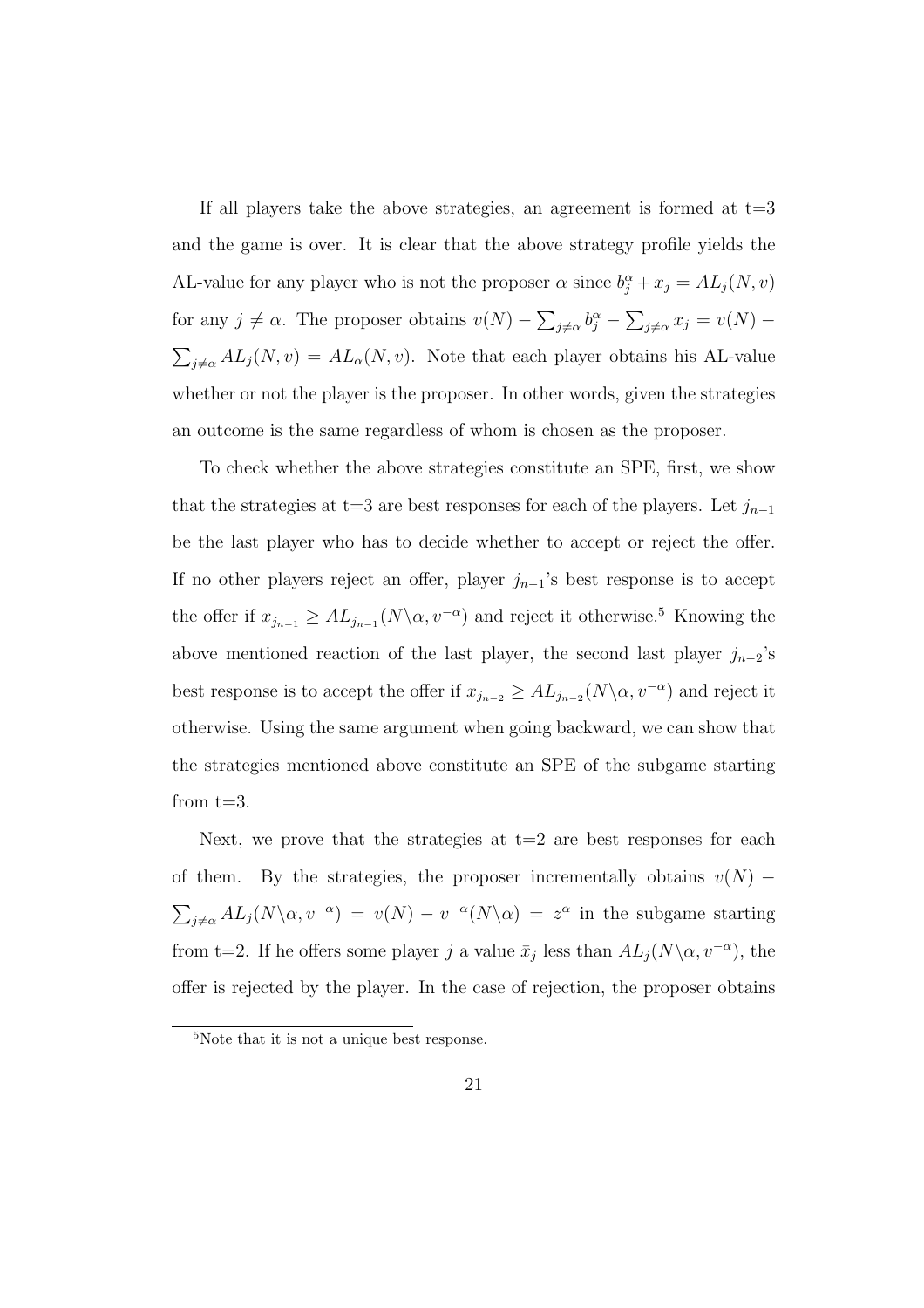If all players take the above strategies, an agreement is formed at t=3 and the game is over. It is clear that the above strategy profile yields the AL-value for any player who is not the proposer $\alpha$ since $b_j^\alpha + x_j = AL_j(N, v)$ for any $j \neq \alpha$. The proposer obtains $v(N) - \sum_{j \neq \alpha} b_j^\alpha - \sum_{j \neq \alpha} x_j = v(N) - \sum_{j \neq \alpha} AL_j(N, v) = AL_\alpha(N, v)$. Note that each player obtains his AL-value whether or not the player is the proposer. In other words, given the strategies an outcome is the same regardless of whom is chosen as the proposer.

To check whether the above strategies constitute an SPE, first, we show that the strategies at t=3 are best responses for each of the players. Let $j_{n-1}$ be the last player who has to decide whether to accept or reject the offer. If no other players reject an offer, player $j_{n-1}$'s best response is to accept the offer if $x_{j_{n-1}} \geq AL_{j_{n-1}}(N \backslash \alpha, v^{-\alpha})$ and reject it otherwise.[5] Knowing the above mentioned reaction of the last player, the second last player $j_{n-2}$'s best response is to accept the offer if $x_{j_{n-2}} \geq AL_{j_{n-2}}(N \backslash \alpha, v^{-\alpha})$ and reject it otherwise. Using the same argument when going backward, we can show that the strategies mentioned above constitute an SPE of the subgame starting from t=3.

Next, we prove that the strategies at t=2 are best responses for each of them. By the strategies, the proposer incrementally obtains $v(N) - \sum_{j \neq \alpha} AL_j(N \backslash \alpha, v^{-\alpha}) = v(N) - v^{-\alpha}(N \backslash \alpha) = z^\alpha$ in the subgame starting from t=2. If he offers some player $j$ a value $\bar{x}_j$ less than $AL_j(N \backslash \alpha, v^{-\alpha})$, the offer is rejected by the player. In the case of rejection, the proposer obtains

[5] Note that it is not a unique best response.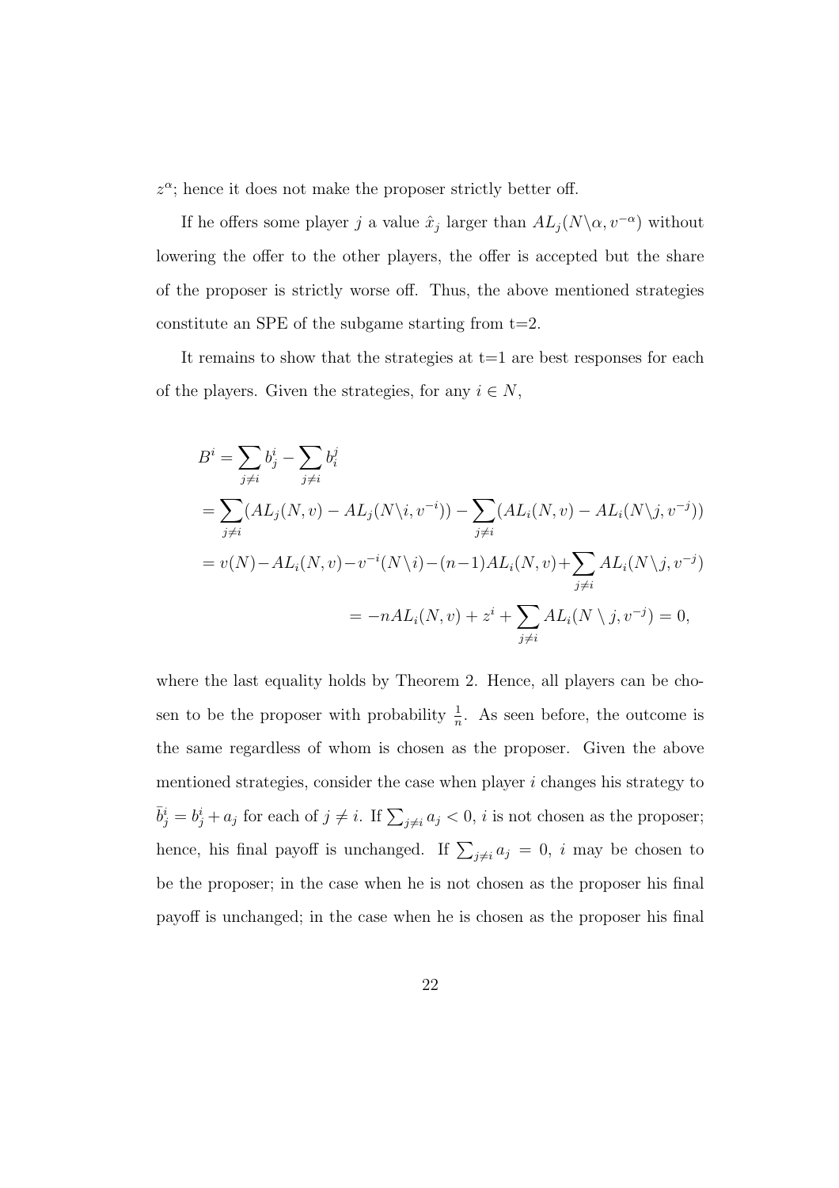$z^\alpha$; hence it does not make the proposer strictly better off.

If he offers some player $j$ a value $\hat{x}_j$ larger than $AL_j(N\backslash\alpha, v^{-\alpha})$ without lowering the offer to the other players, the offer is accepted but the share of the proposer is strictly worse off. Thus, the above mentioned strategies constitute an SPE of the subgame starting from t=2.

It remains to show that the strategies at t=1 are best responses for each of the players. Given the strategies, for any $i \in N$,

$$
\begin{aligned}
B^i &= \sum_{j \neq i} b^i_j - \sum_{j \neq i} b^j_i \\
&= \sum_{j \neq i} (AL_j(N, v) - AL_j(N\backslash i, v^{-i})) - \sum_{j \neq i} (AL_i(N, v) - AL_i(N\backslash j, v^{-j})) \\
&= v(N) - AL_i(N, v) - v^{-i}(N\backslash i) - (n-1)AL_i(N, v) + \sum_{j \neq i} AL_i(N\backslash j, v^{-j}) \\
&= -nAL_i(N, v) + z^i + \sum_{j \neq i} AL_i(N \setminus j, v^{-j}) = 0,
\end{aligned}
$$

where the last equality holds by Theorem 2. Hence, all players can be chosen to be the proposer with probability $\frac{1}{n}$. As seen before, the outcome is the same regardless of whom is chosen as the proposer. Given the above mentioned strategies, consider the case when player $i$ changes his strategy to $\bar{b}^i_j = b^i_j + a_j$ for each of $j \neq i$. If $\sum_{j \neq i} a_j < 0$, $i$ is not chosen as the proposer; hence, his final payoff is unchanged. If $\sum_{j \neq i} a_j = 0$, $i$ may be chosen to be the proposer; in the case when he is not chosen as the proposer his final payoff is unchanged; in the case when he is chosen as the proposer his final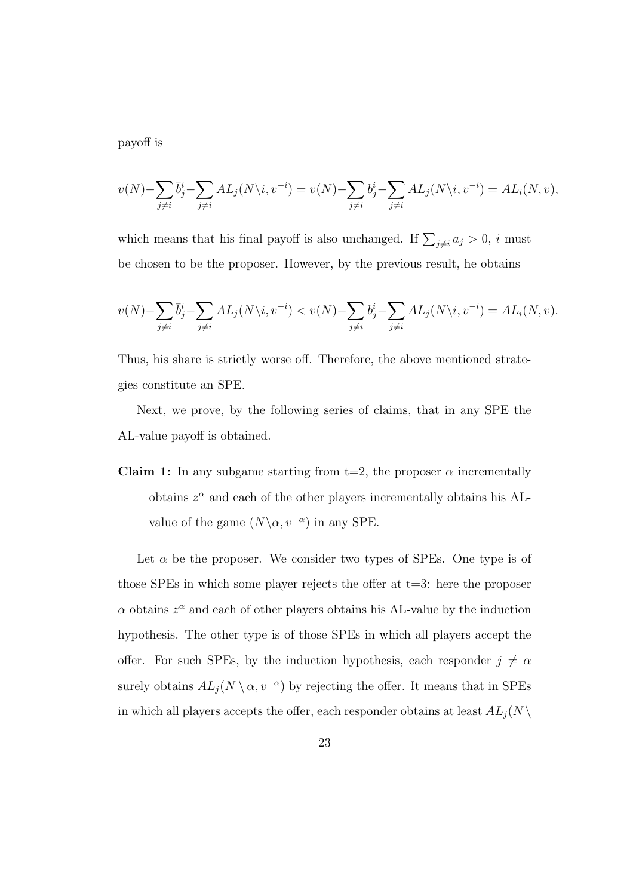payoff is

$$v(N) - \sum_{j \neq i} \bar{b}^i_j - \sum_{j \neq i} AL_j(N \backslash i, v^{-i}) = v(N) - \sum_{j \neq i} b^i_j - \sum_{j \neq i} AL_j(N \backslash i, v^{-i}) = AL_i(N, v),$$

which means that his final payoff is also unchanged. If $\sum_{j \neq i} a_j > 0$, $i$ must be chosen to be the proposer. However, by the previous result, he obtains

$$v(N) - \sum_{j \neq i} \bar{b}^i_j - \sum_{j \neq i} AL_j(N \backslash i, v^{-i}) < v(N) - \sum_{j \neq i} b^i_j - \sum_{j \neq i} AL_j(N \backslash i, v^{-i}) = AL_i(N, v).$$

Thus, his share is strictly worse off. Therefore, the above mentioned strategies constitute an SPE.

Next, we prove, by the following series of claims, that in any SPE the AL-value payoff is obtained.

**Claim 1:** In any subgame starting from t=2, the proposer $\alpha$ incrementally obtains $z^\alpha$ and each of the other players incrementally obtains his AL-value of the game $(N \backslash \alpha, v^{-\alpha})$ in any SPE.

Let $\alpha$ be the proposer. We consider two types of SPEs. One type is of those SPEs in which some player rejects the offer at t=3: here the proposer $\alpha$ obtains $z^\alpha$ and each of other players obtains his AL-value by the induction hypothesis. The other type is of those SPEs in which all players accept the offer. For such SPEs, by the induction hypothesis, each responder $j \neq \alpha$ surely obtains $AL_j(N \setminus \alpha, v^{-\alpha})$ by rejecting the offer. It means that in SPEs in which all players accepts the offer, each responder obtains at least $AL_j(N \setminus$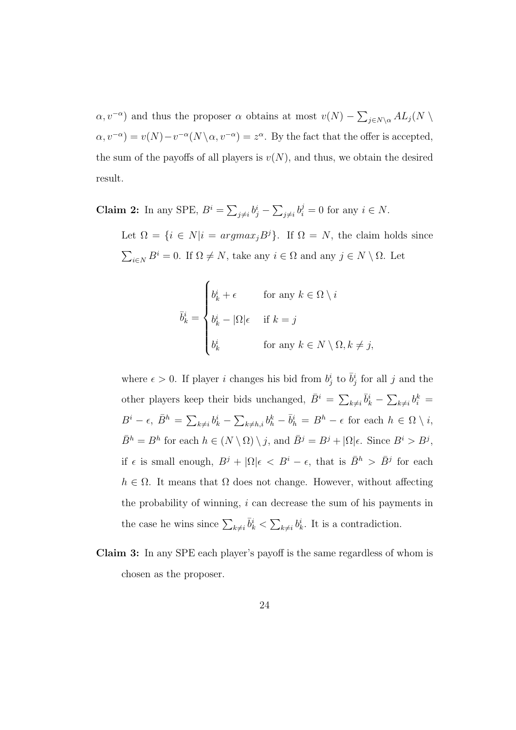$\alpha, v^{-\alpha})$ and thus the proposer $\alpha$ obtains at most $v(N) - \sum_{j \in N \setminus \alpha} AL_j(N \setminus \alpha, v^{-\alpha}) = v(N) - v^{-\alpha}(N \setminus \alpha, v^{-\alpha}) = z^{\alpha}$. By the fact that the offer is accepted, the sum of the payoffs of all players is $v(N)$, and thus, we obtain the desired result.

**Claim 2:** In any SPE, $B^i = \sum_{j \neq i} b^i_j - \sum_{j \neq i} b^j_i = 0$ for any $i \in N$.

Let $\Omega = \{i \in N | i = argmax_j B^j\}$. If $\Omega = N$, the claim holds since $\sum_{i \in N} B^i = 0$. If $\Omega \neq N$, take any $i \in \Omega$ and any $j \in N \setminus \Omega$. Let

$$\bar{b}^i_k = \begin{cases} b^i_k + \epsilon & \text{for any } k \in \Omega \setminus i \\ b^i_k - |\Omega|\epsilon & \text{if } k = j \\ b^i_k & \text{for any } k \in N \setminus \Omega, k \neq j, \end{cases}$$

where $\epsilon > 0$. If player $i$ changes his bid from $b^i_j$ to $\bar{b}^i_j$ for all $j$ and the other players keep their bids unchanged, $\bar{B}^i = \sum_{k \neq i} \bar{b}^i_k - \sum_{k \neq i} b^k_i = B^i - \epsilon$, $\bar{B}^h = \sum_{k \neq i} b^i_k - \sum_{k \neq h,i} b^k_h - \bar{b}^i_h = B^h - \epsilon$ for each $h \in \Omega \setminus i$, $\bar{B}^h = B^h$ for each $h \in (N \setminus \Omega) \setminus j$, and $\bar{B}^j = B^j + |\Omega|\epsilon$. Since $B^i > B^j$, if $\epsilon$ is small enough, $B^j + |\Omega|\epsilon < B^i - \epsilon$, that is $\bar{B}^h > \bar{B}^j$ for each $h \in \Omega$. It means that $\Omega$ does not change. However, without affecting the probability of winning, $i$ can decrease the sum of his payments in the case he wins since $\sum_{k \neq i} \bar{b}^i_k < \sum_{k \neq i} b^i_k$. It is a contradiction.

**Claim 3:** In any SPE each player's payoff is the same regardless of whom is chosen as the proposer.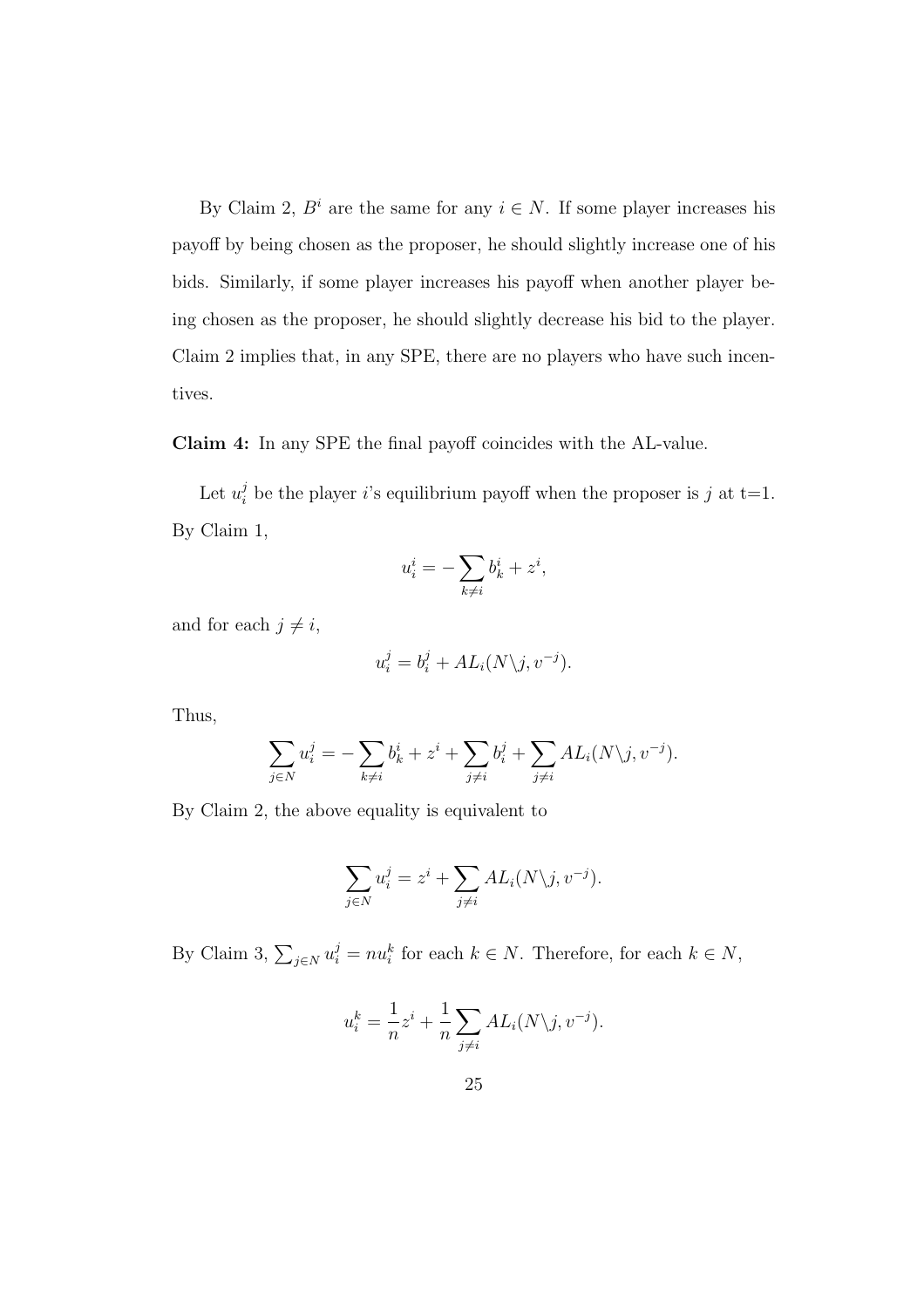By Claim 2, $B^i$ are the same for any $i \in N$. If some player increases his payoff by being chosen as the proposer, he should slightly increase one of his bids. Similarly, if some player increases his payoff when another player being chosen as the proposer, he should slightly decrease his bid to the player. Claim 2 implies that, in any SPE, there are no players who have such incentives.

**Claim 4:** In any SPE the final payoff coincides with the AL-value.

Let $u_i^j$ be the player $i$'s equilibrium payoff when the proposer is $j$ at t=1. By Claim 1,

$$u_i^i = -\sum_{k \neq i} b_k^i + z^i,$$

and for each $j \neq i$,

$$u_i^j = b_i^j + AL_i(N \backslash j, v^{-j}).$$

Thus,

$$\sum_{j \in N} u_i^j = -\sum_{k \neq i} b_k^i + z^i + \sum_{j \neq i} b_i^j + \sum_{j \neq i} AL_i(N \backslash j, v^{-j}).$$

By Claim 2, the above equality is equivalent to

$$\sum_{j \in N} u_i^j = z^i + \sum_{j \neq i} AL_i(N \backslash j, v^{-j}).$$

By Claim 3, $\sum_{j \in N} u_i^j = n u_i^k$ for each $k \in N$. Therefore, for each $k \in N$,

$$u_i^k = \frac{1}{n} z^i + \frac{1}{n} \sum_{j \neq i} AL_i(N \backslash j, v^{-j}).$$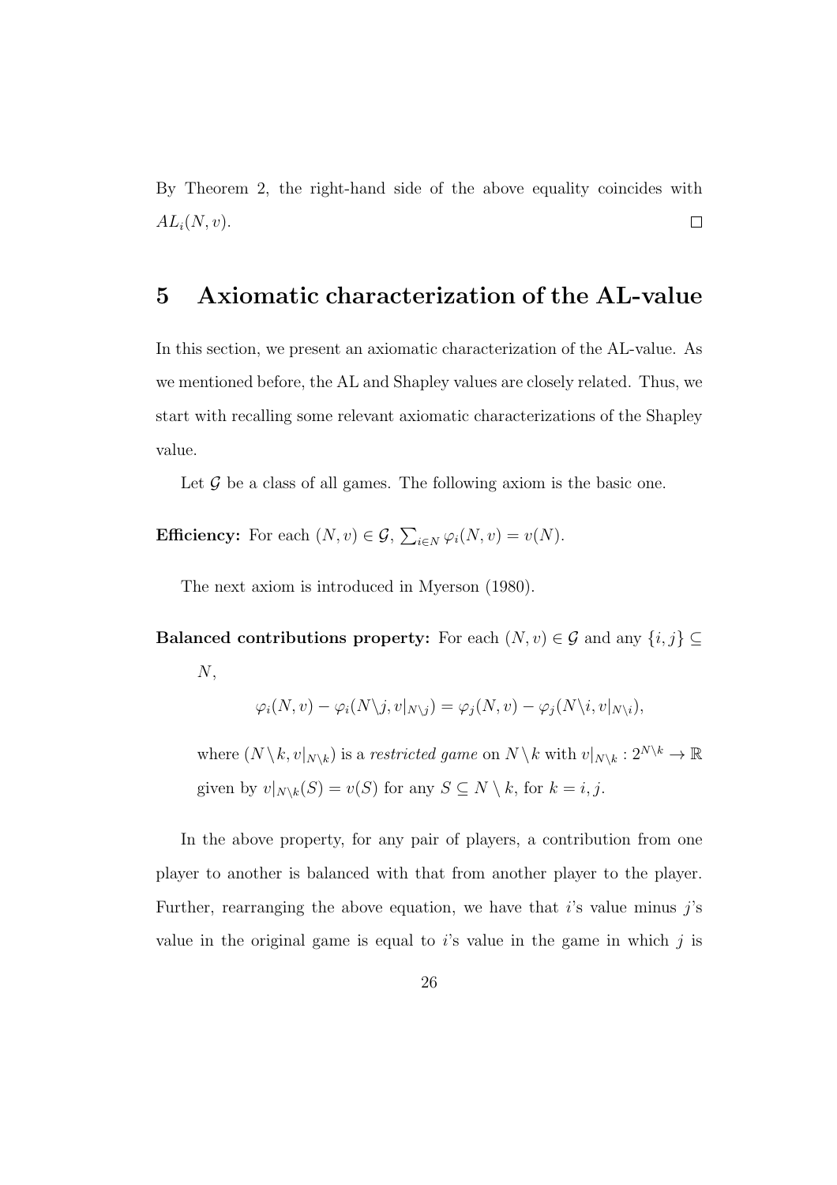By Theorem 2, the right-hand side of the above equality coincides with $AL_i(N, v)$. $\square$

## 5 Axiomatic characterization of the AL-value

In this section, we present an axiomatic characterization of the AL-value. As we mentioned before, the AL and Shapley values are closely related. Thus, we start with recalling some relevant axiomatic characterizations of the Shapley value.

Let $\mathcal{G}$ be a class of all games. The following axiom is the basic one.

**Efficiency:** For each $(N, v) \in \mathcal{G}$, $\sum_{i \in N} \varphi_i(N, v) = v(N)$.

The next axiom is introduced in Myerson (1980).

**Balanced contributions property:** For each $(N, v) \in \mathcal{G}$ and any $\{i, j\} \subseteq N$,

$$\varphi_i(N, v) - \varphi_i(N \backslash j, v|_{N \backslash j}) = \varphi_j(N, v) - \varphi_j(N \backslash i, v|_{N \backslash i}),$$

where $(N \setminus k, v|_{N \setminus k})$ is a *restricted game* on $N \setminus k$ with $v|_{N \setminus k} : 2^{N \setminus k} \to \mathbb{R}$ given by $v|_{N \setminus k}(S) = v(S)$ for any $S \subseteq N \setminus k$, for $k = i, j$.

In the above property, for any pair of players, a contribution from one player to another is balanced with that from another player to the player. Further, rearranging the above equation, we have that $i$'s value minus $j$'s value in the original game is equal to $i$'s value in the game in which $j$ is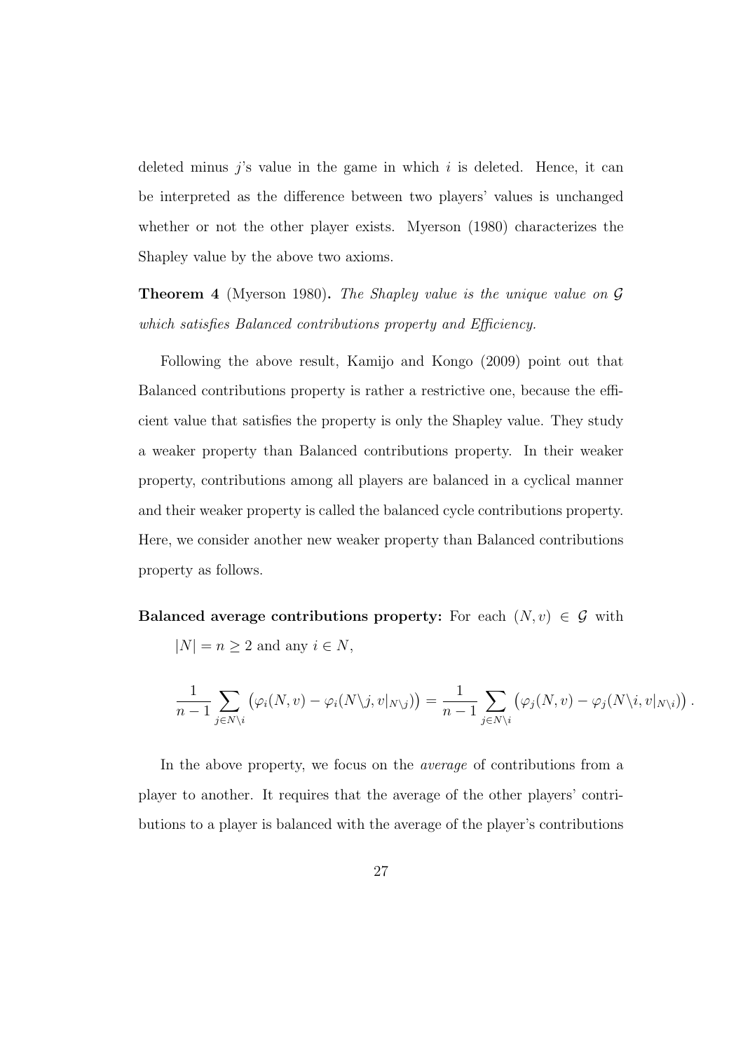deleted minus $j$'s value in the game in which $i$ is deleted. Hence, it can be interpreted as the difference between two players' values is unchanged whether or not the other player exists. Myerson (1980) characterizes the Shapley value by the above two axioms.

**Theorem 4** (Myerson 1980)**.** *The Shapley value is the unique value on $\mathcal{G}$ which satisfies Balanced contributions property and Efficiency.*

Following the above result, Kamijo and Kongo (2009) point out that Balanced contributions property is rather a restrictive one, because the efficient value that satisfies the property is only the Shapley value. They study a weaker property than Balanced contributions property. In their weaker property, contributions among all players are balanced in a cyclical manner and their weaker property is called the balanced cycle contributions property. Here, we consider another new weaker property than Balanced contributions property as follows.

**Balanced average contributions property:** For each $(N, v) \in \mathcal{G}$ with $|N| = n \geq 2$ and any $i \in N$,

$$\frac{1}{n-1} \sum_{j \in N \setminus i} \left( \varphi_i(N, v) - \varphi_i(N \setminus j, v|_{N \setminus j}) \right) = \frac{1}{n-1} \sum_{j \in N \setminus i} \left( \varphi_j(N, v) - \varphi_j(N \setminus i, v|_{N \setminus i}) \right).$$

In the above property, we focus on the *average* of contributions from a player to another. It requires that the average of the other players' contributions to a player is balanced with the average of the player's contributions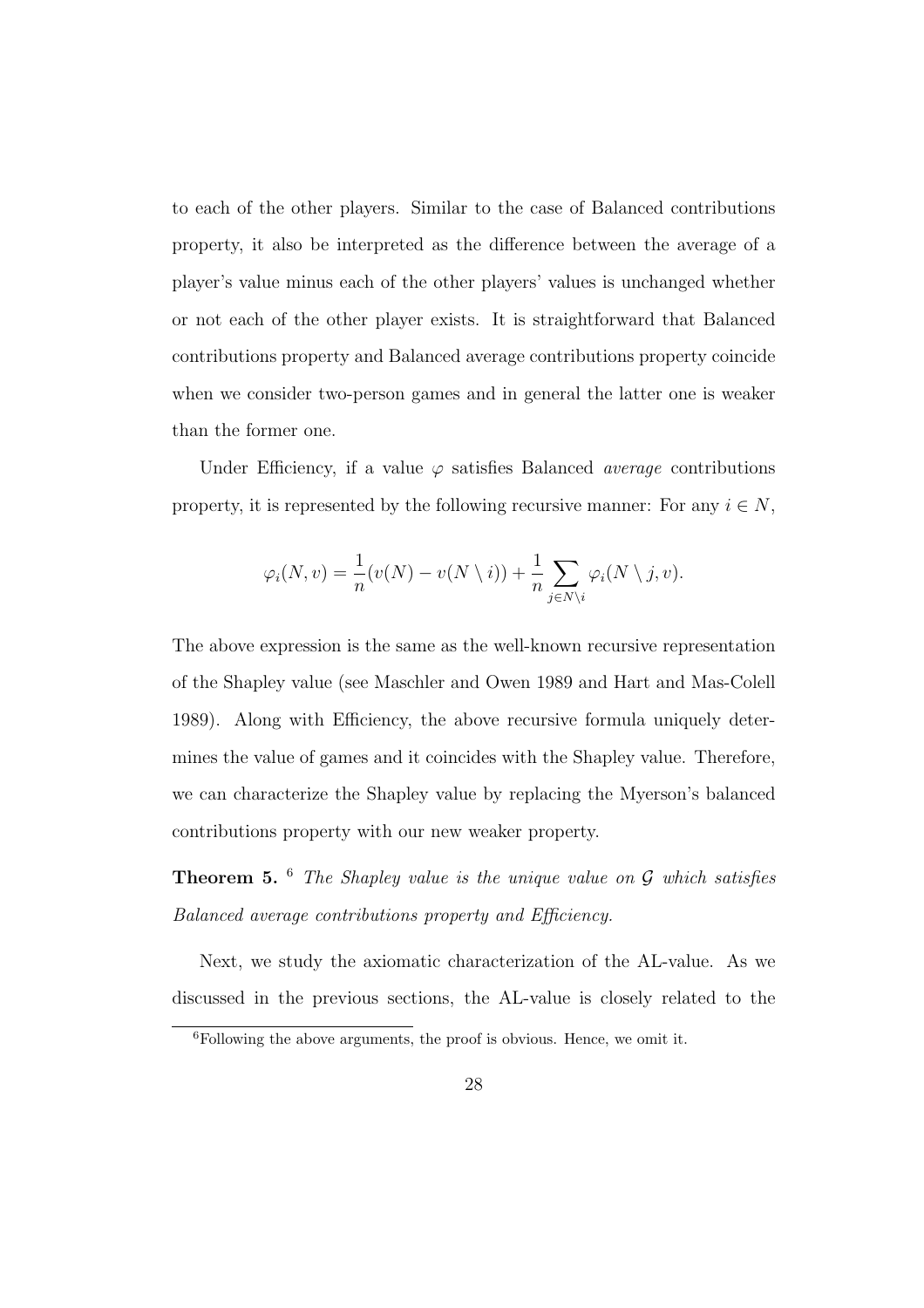to each of the other players. Similar to the case of Balanced contributions property, it also be interpreted as the difference between the average of a player's value minus each of the other players' values is unchanged whether or not each of the other player exists. It is straightforward that Balanced contributions property and Balanced average contributions property coincide when we consider two-person games and in general the latter one is weaker than the former one.

Under Efficiency, if a value $\varphi$ satisfies Balanced *average* contributions property, it is represented by the following recursive manner: For any $i \in N$,

$$\varphi_i(N, v) = \frac{1}{n}(v(N) - v(N \setminus i)) + \frac{1}{n} \sum_{j \in N \setminus i} \varphi_i(N \setminus j, v).$$

The above expression is the same as the well-known recursive representation of the Shapley value (see Maschler and Owen 1989 and Hart and Mas-Colell 1989). Along with Efficiency, the above recursive formula uniquely determines the value of games and it coincides with the Shapley value. Therefore, we can characterize the Shapley value by replacing the Myerson's balanced contributions property with our new weaker property.

**Theorem 5.** [6] *The Shapley value is the unique value on $\mathcal{G}$ which satisfies Balanced average contributions property and Efficiency.*

Next, we study the axiomatic characterization of the AL-value. As we discussed in the previous sections, the AL-value is closely related to the

[6] Following the above arguments, the proof is obvious. Hence, we omit it.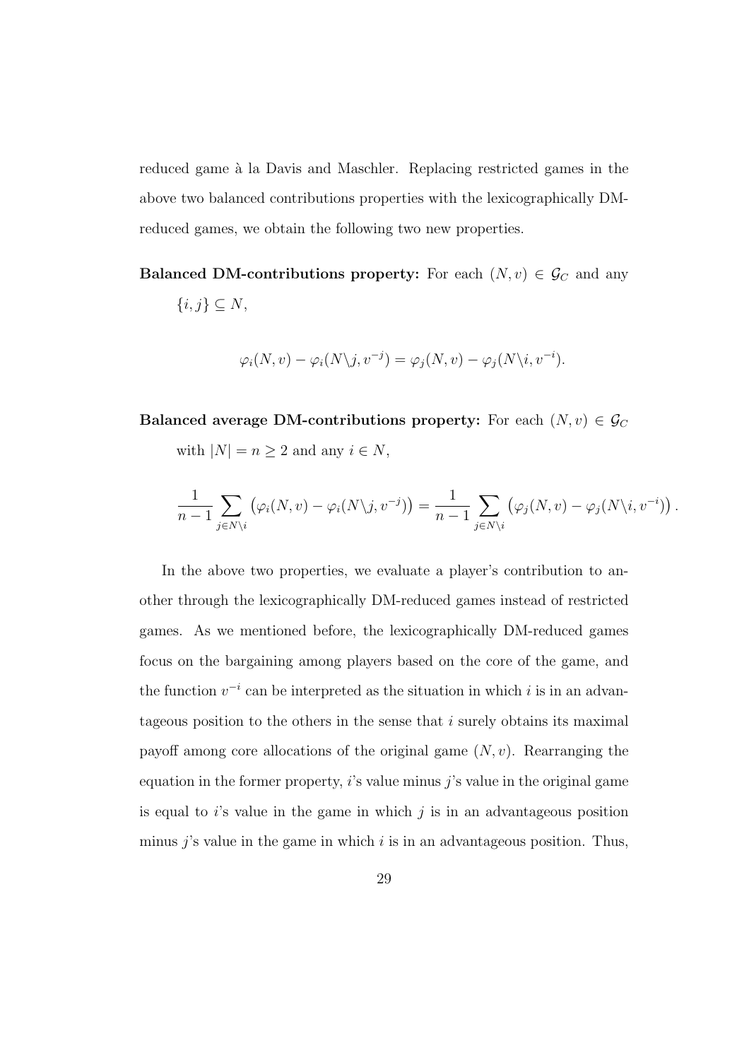reduced game à la Davis and Maschler. Replacing restricted games in the above two balanced contributions properties with the lexicographically DM-reduced games, we obtain the following two new properties.

**Balanced DM-contributions property:** For each $(N, v) \in \mathcal{G}_C$ and any $\{i, j\} \subseteq N$,

$$\varphi_i(N, v) - \varphi_i(N \backslash j, v^{-j}) = \varphi_j(N, v) - \varphi_j(N \backslash i, v^{-i}).$$

**Balanced average DM-contributions property:** For each $(N, v) \in \mathcal{G}_C$ with $|N| = n \geq 2$ and any $i \in N$,

$$\frac{1}{n-1} \sum_{j \in N \backslash i} \left( \varphi_i(N, v) - \varphi_i(N \backslash j, v^{-j}) \right) = \frac{1}{n-1} \sum_{j \in N \backslash i} \left( \varphi_j(N, v) - \varphi_j(N \backslash i, v^{-i}) \right).$$

In the above two properties, we evaluate a player's contribution to another through the lexicographically DM-reduced games instead of restricted games. As we mentioned before, the lexicographically DM-reduced games focus on the bargaining among players based on the core of the game, and the function $v^{-i}$ can be interpreted as the situation in which $i$ is in an advantageous position to the others in the sense that $i$ surely obtains its maximal payoff among core allocations of the original game $(N, v)$. Rearranging the equation in the former property, $i$'s value minus $j$'s value in the original game is equal to $i$'s value in the game in which $j$ is in an advantageous position minus $j$'s value in the game in which $i$ is in an advantageous position. Thus,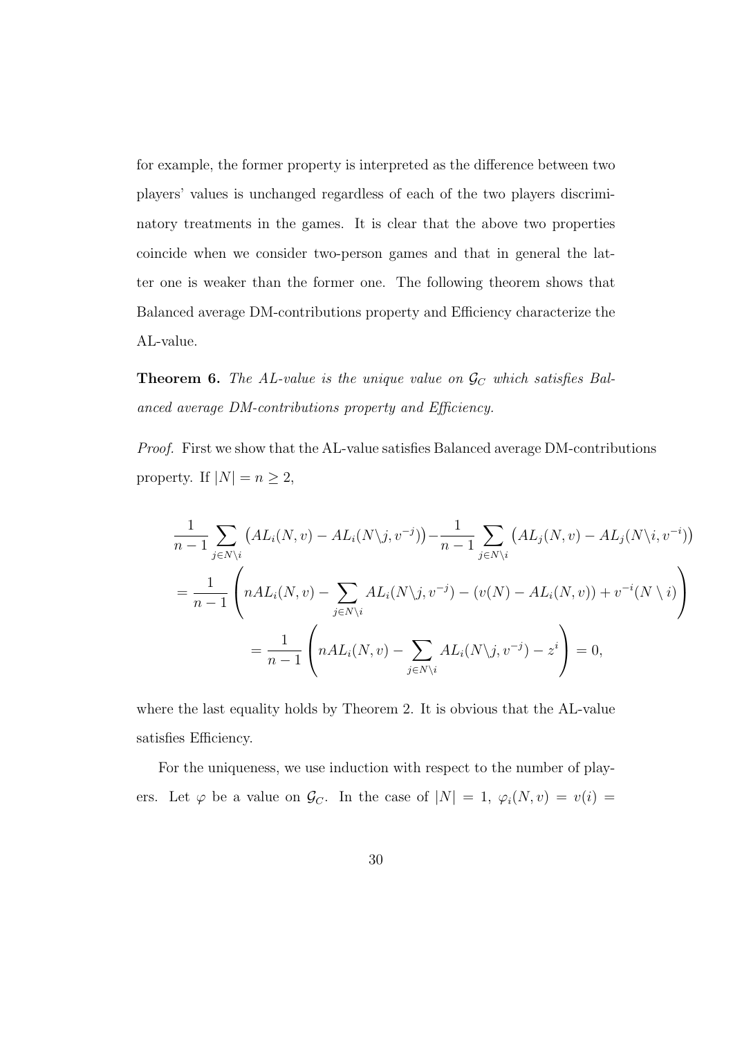for example, the former property is interpreted as the difference between two players' values is unchanged regardless of each of the two players discriminatory treatments in the games. It is clear that the above two properties coincide when we consider two-person games and that in general the latter one is weaker than the former one. The following theorem shows that Balanced average DM-contributions property and Efficiency characterize the AL-value.

**Theorem 6.** *The AL-value is the unique value on $\mathcal{G}_C$ which satisfies Balanced average DM-contributions property and Efficiency.*

*Proof.* First we show that the AL-value satisfies Balanced average DM-contributions property. If $|N| = n \geq 2$,

$$
\begin{aligned}
&\frac{1}{n-1}\sum_{j\in N\setminus i}\big(AL_i(N,v) - AL_i(N\setminus j, v^{-j})\big) - \frac{1}{n-1}\sum_{j\in N\setminus i}\big(AL_j(N,v) - AL_j(N\setminus i, v^{-i})\big) \\
&= \frac{1}{n-1}\left(nAL_i(N,v) - \sum_{j\in N\setminus i} AL_i(N\setminus j, v^{-j}) - (v(N) - AL_i(N,v)) + v^{-i}(N\setminus i)\right) \\
&= \frac{1}{n-1}\left(nAL_i(N,v) - \sum_{j\in N\setminus i} AL_i(N\setminus j, v^{-j}) - z^i\right) = 0,
\end{aligned}
$$

where the last equality holds by Theorem 2. It is obvious that the AL-value satisfies Efficiency.

For the uniqueness, we use induction with respect to the number of players. Let $\varphi$ be a value on $\mathcal{G}_C$. In the case of $|N| = 1$, $\varphi_i(N,v) = v(i) =$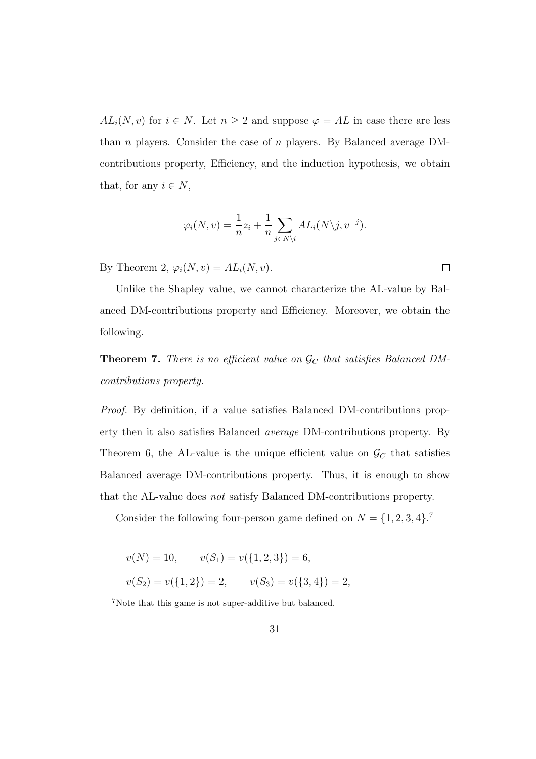$AL_i(N, v)$ for $i \in N$. Let $n \geq 2$ and suppose $\varphi = AL$ in case there are less than $n$ players. Consider the case of $n$ players. By Balanced average DM-contributions property, Efficiency, and the induction hypothesis, we obtain that, for any $i \in N$,

$$\varphi_i(N, v) = \frac{1}{n} z_i + \frac{1}{n} \sum_{j \in N \setminus i} AL_i(N \setminus j, v^{-j}).$$

By Theorem 2, $\varphi_i(N, v) = AL_i(N, v)$. $\square$

Unlike the Shapley value, we cannot characterize the AL-value by Balanced DM-contributions property and Efficiency. Moreover, we obtain the following.

**Theorem 7.** *There is no efficient value on $\mathcal{G}_C$ that satisfies Balanced DM-contributions property.*

*Proof.* By definition, if a value satisfies Balanced DM-contributions property then it also satisfies Balanced *average* DM-contributions property. By Theorem 6, the AL-value is the unique efficient value on $\mathcal{G}_C$ that satisfies Balanced average DM-contributions property. Thus, it is enough to show that the AL-value does *not* satisfy Balanced DM-contributions property.

Consider the following four-person game defined on $N = \{1, 2, 3, 4\}$.[7]

$$v(N) = 10, \qquad v(S_1) = v(\{1, 2, 3\}) = 6,$$

$$v(S_2) = v(\{1, 2\}) = 2, \qquad v(S_3) = v(\{3, 4\}) = 2,$$

[7] Note that this game is not super-additive but balanced.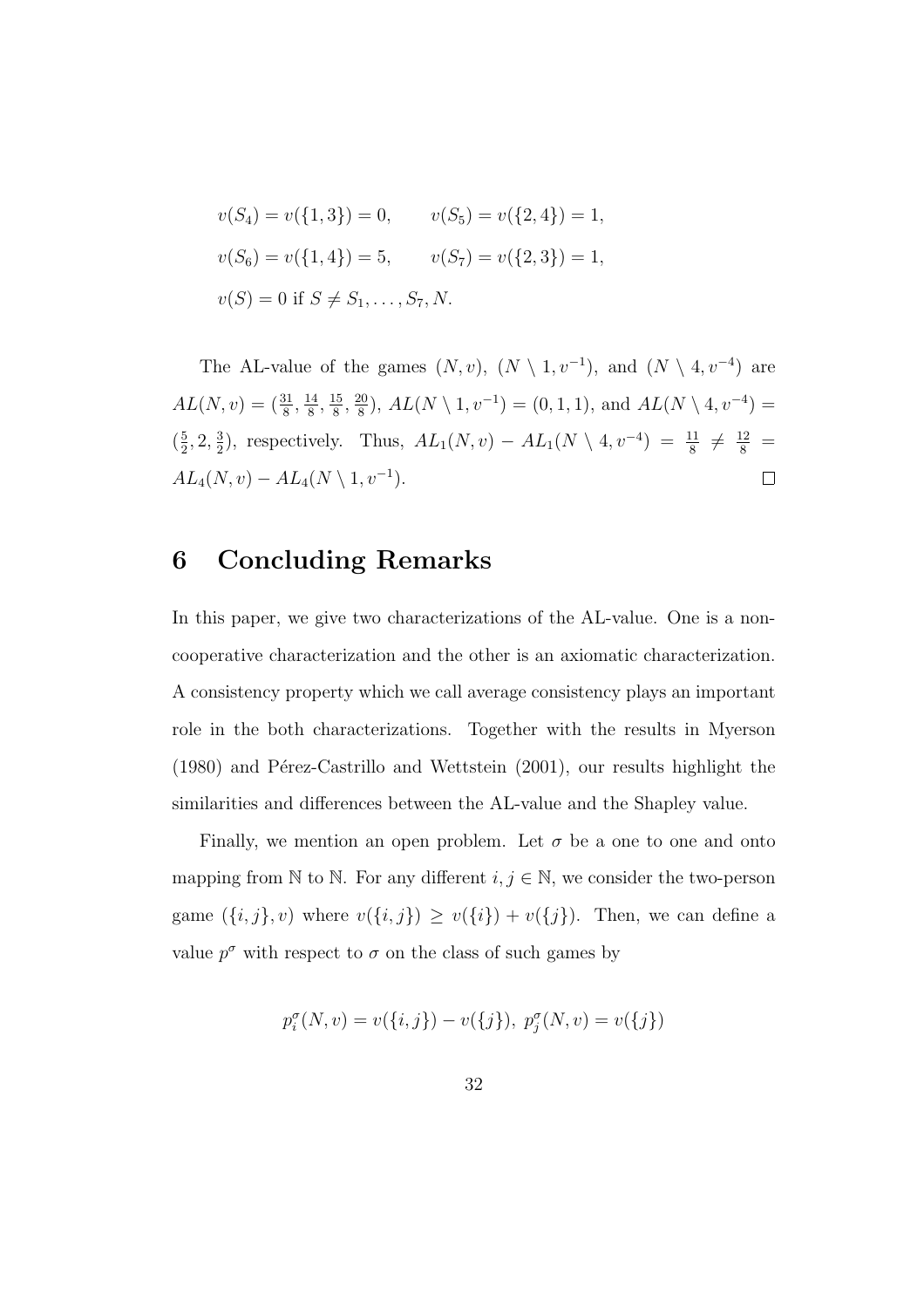$$v(S_4) = v(\{1,3\}) = 0, \qquad v(S_5) = v(\{2,4\}) = 1,$$

$$v(S_6) = v(\{1,4\}) = 5, \qquad v(S_7) = v(\{2,3\}) = 1,$$

$$v(S) = 0 \text{ if } S \neq S_1, \ldots, S_7, N.$$

The AL-value of the games $(N,v)$, $(N \setminus 1, v^{-1})$, and $(N \setminus 4, v^{-4})$ are $AL(N,v) = (\frac{31}{8}, \frac{14}{8}, \frac{15}{8}, \frac{20}{8})$, $AL(N \setminus 1, v^{-1}) = (0,1,1)$, and $AL(N \setminus 4, v^{-4}) = (\frac{5}{2}, 2, \frac{3}{2})$, respectively. Thus, $AL_1(N,v) - AL_1(N \setminus 4, v^{-4}) = \frac{11}{8} \neq \frac{12}{8} = AL_4(N,v) - AL_4(N \setminus 1, v^{-1})$. $\square$

# 6 Concluding Remarks

In this paper, we give two characterizations of the AL-value. One is a non-cooperative characterization and the other is an axiomatic characterization. A consistency property which we call average consistency plays an important role in the both characterizations. Together with the results in Myerson (1980) and Pérez-Castrillo and Wettstein (2001), our results highlight the similarities and differences between the AL-value and the Shapley value.

Finally, we mention an open problem. Let $\sigma$ be a one to one and onto mapping from $\mathbb{N}$ to $\mathbb{N}$. For any different $i, j \in \mathbb{N}$, we consider the two-person game $(\{i,j\}, v)$ where $v(\{i,j\}) \geq v(\{i\}) + v(\{j\})$. Then, we can define a value $p^{\sigma}$ with respect to $\sigma$ on the class of such games by

$$p_i^{\sigma}(N,v) = v(\{i,j\}) - v(\{j\}),\ p_j^{\sigma}(N,v) = v(\{j\})$$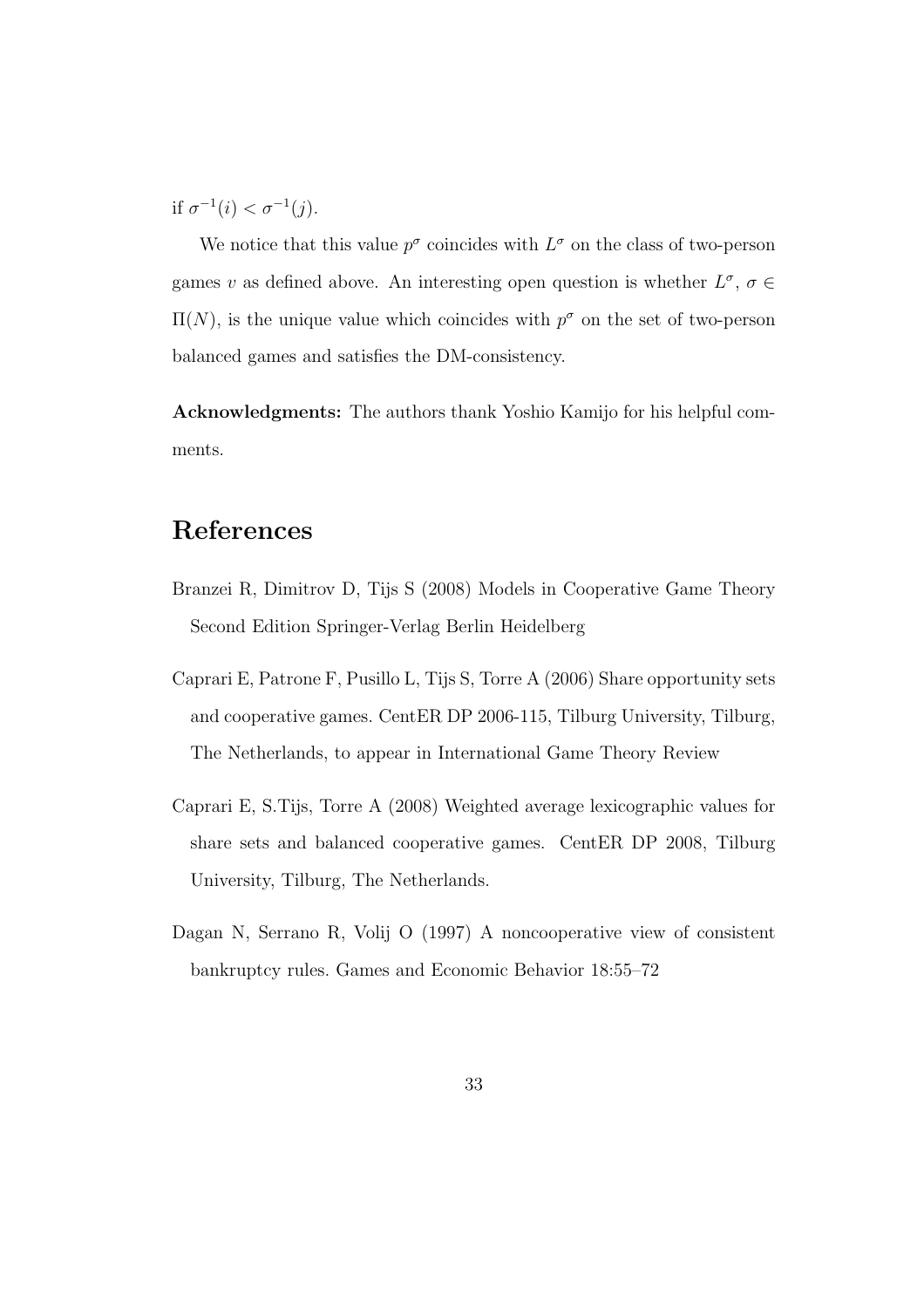if $\sigma^{-1}(i) < \sigma^{-1}(j)$.

We notice that this value $p^\sigma$ coincides with $L^\sigma$ on the class of two-person games $v$ as defined above. An interesting open question is whether $L^\sigma$, $\sigma \in \Pi(N)$, is the unique value which coincides with $p^\sigma$ on the set of two-person balanced games and satisfies the DM-consistency.

**Acknowledgments:** The authors thank Yoshio Kamijo for his helpful comments.

## References

Branzei R, Dimitrov D, Tijs S (2008) Models in Cooperative Game Theory Second Edition Springer-Verlag Berlin Heidelberg

Caprari E, Patrone F, Pusillo L, Tijs S, Torre A (2006) Share opportunity sets and cooperative games. CentER DP 2006-115, Tilburg University, Tilburg, The Netherlands, to appear in International Game Theory Review

Caprari E, S.Tijs, Torre A (2008) Weighted average lexicographic values for share sets and balanced cooperative games. CentER DP 2008, Tilburg University, Tilburg, The Netherlands.

Dagan N, Serrano R, Volij O (1997) A noncooperative view of consistent bankruptcy rules. Games and Economic Behavior 18:55–72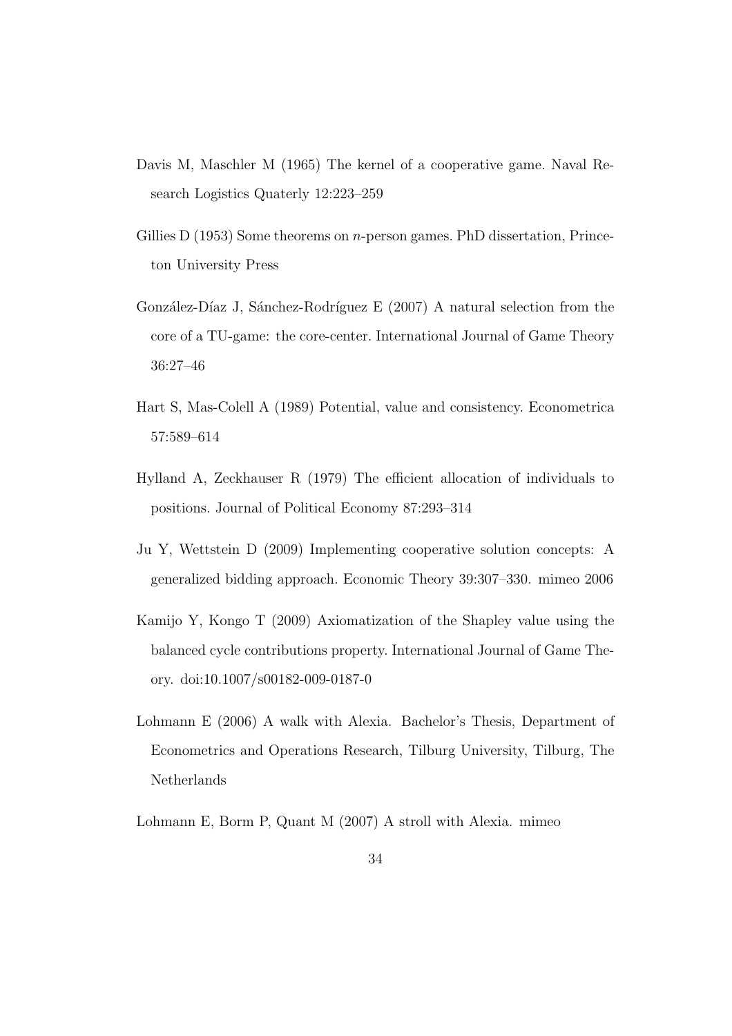Davis M, Maschler M (1965) The kernel of a cooperative game. Naval Research Logistics Quaterly 12:223–259

Gillies D (1953) Some theorems on $n$-person games. PhD dissertation, Princeton University Press

González-Díaz J, Sánchez-Rodríguez E (2007) A natural selection from the core of a TU-game: the core-center. International Journal of Game Theory 36:27–46

Hart S, Mas-Colell A (1989) Potential, value and consistency. Econometrica 57:589–614

Hylland A, Zeckhauser R (1979) The efficient allocation of individuals to positions. Journal of Political Economy 87:293–314

Ju Y, Wettstein D (2009) Implementing cooperative solution concepts: A generalized bidding approach. Economic Theory 39:307–330. mimeo 2006

Kamijo Y, Kongo T (2009) Axiomatization of the Shapley value using the balanced cycle contributions property. International Journal of Game Theory. doi:10.1007/s00182-009-0187-0

Lohmann E (2006) A walk with Alexia. Bachelor's Thesis, Department of Econometrics and Operations Research, Tilburg University, Tilburg, The Netherlands

Lohmann E, Borm P, Quant M (2007) A stroll with Alexia. mimeo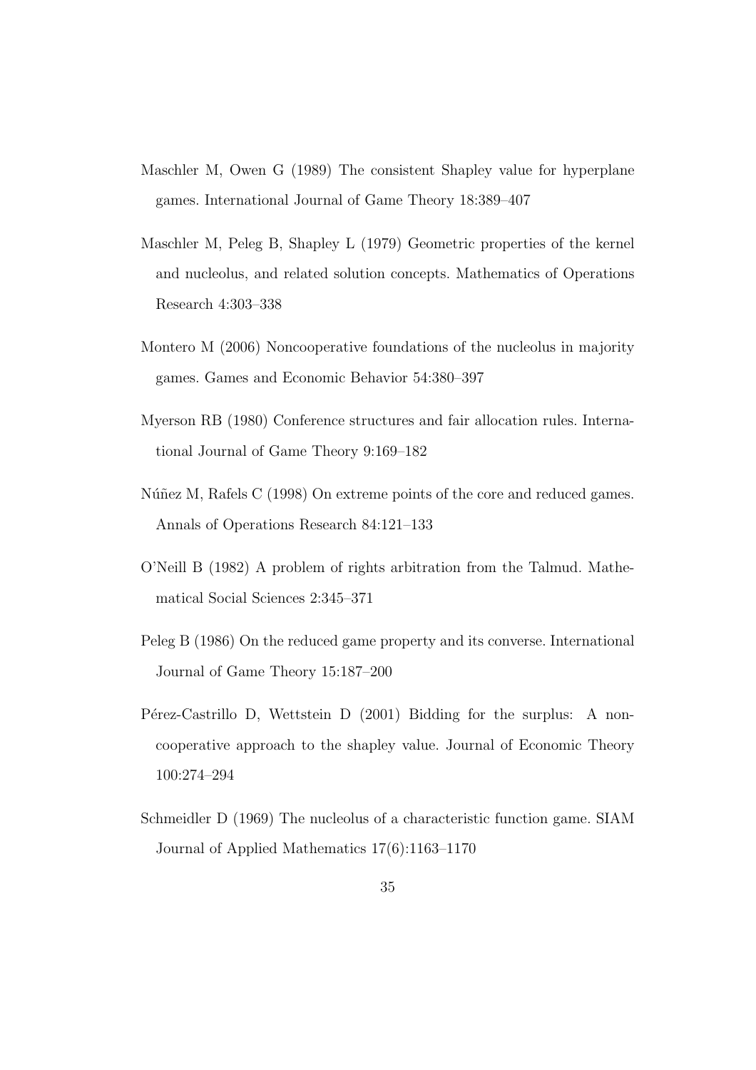Maschler M, Owen G (1989) The consistent Shapley value for hyperplane games. International Journal of Game Theory 18:389–407

Maschler M, Peleg B, Shapley L (1979) Geometric properties of the kernel and nucleolus, and related solution concepts. Mathematics of Operations Research 4:303–338

Montero M (2006) Noncooperative foundations of the nucleolus in majority games. Games and Economic Behavior 54:380–397

Myerson RB (1980) Conference structures and fair allocation rules. International Journal of Game Theory 9:169–182

Núñez M, Rafels C (1998) On extreme points of the core and reduced games. Annals of Operations Research 84:121–133

O'Neill B (1982) A problem of rights arbitration from the Talmud. Mathematical Social Sciences 2:345–371

Peleg B (1986) On the reduced game property and its converse. International Journal of Game Theory 15:187–200

Pérez-Castrillo D, Wettstein D (2001) Bidding for the surplus: A non-cooperative approach to the shapley value. Journal of Economic Theory 100:274–294

Schmeidler D (1969) The nucleolus of a characteristic function game. SIAM Journal of Applied Mathematics 17(6):1163–1170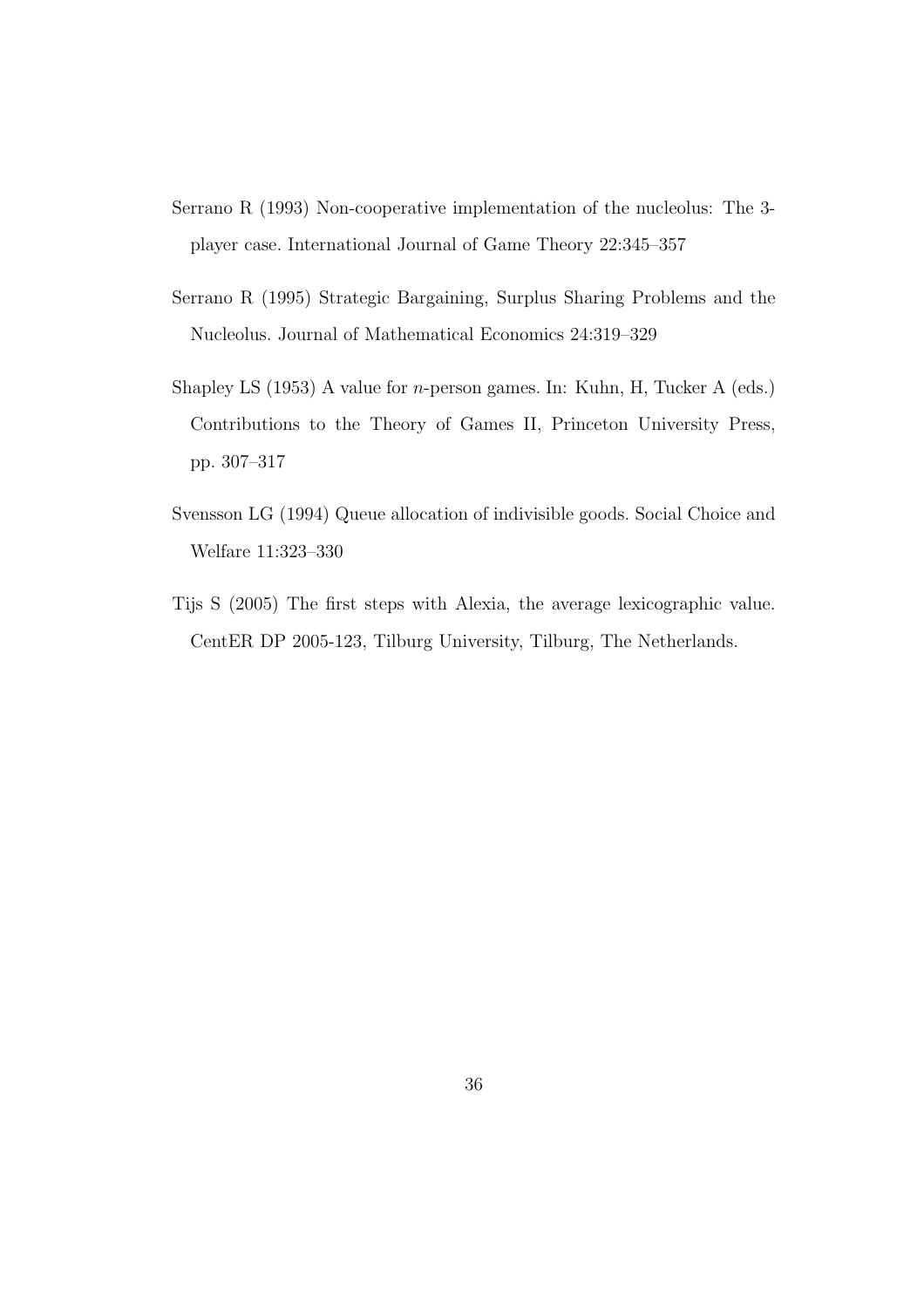Serrano R (1993) Non-cooperative implementation of the nucleolus: The 3-player case. International Journal of Game Theory 22:345–357

Serrano R (1995) Strategic Bargaining, Surplus Sharing Problems and the Nucleolus. Journal of Mathematical Economics 24:319–329

Shapley LS (1953) A value for $n$-person games. In: Kuhn, H, Tucker A (eds.) Contributions to the Theory of Games II, Princeton University Press, pp. 307–317

Svensson LG (1994) Queue allocation of indivisible goods. Social Choice and Welfare 11:323–330

Tijs S (2005) The first steps with Alexia, the average lexicographic value. CentER DP 2005-123, Tilburg University, Tilburg, The Netherlands.